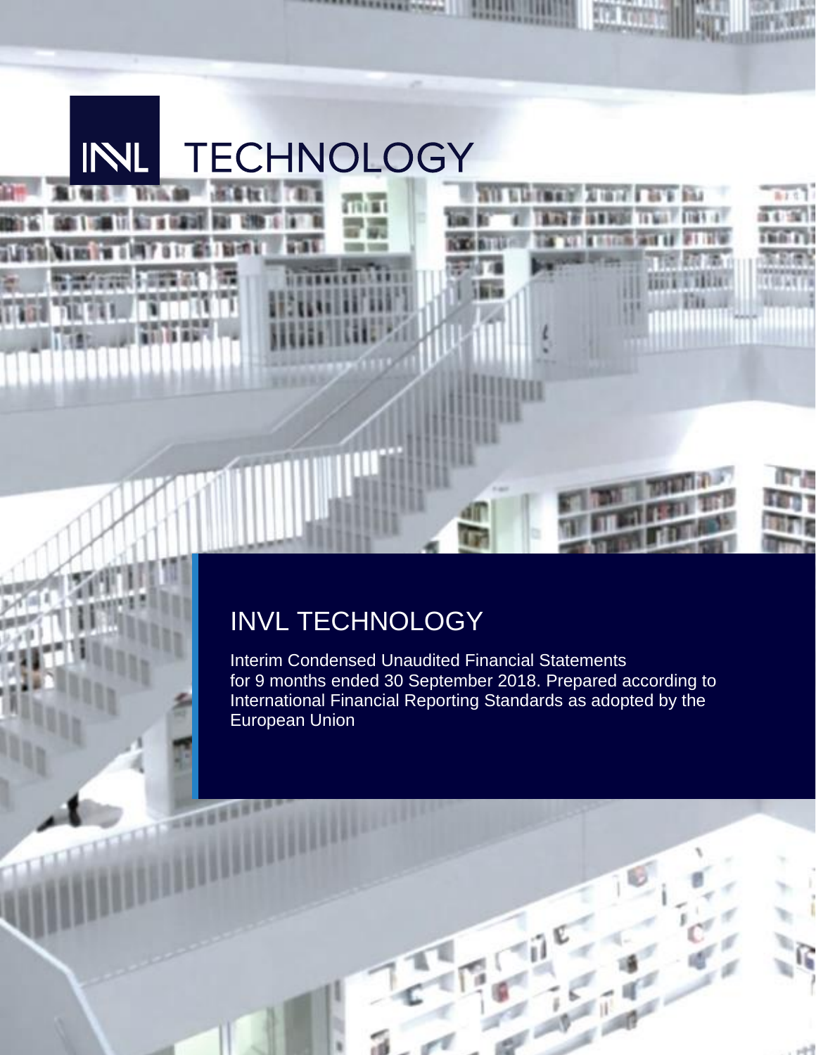INVL TECHNOLOGY

# INVL TECHNOLOGY

Interim Condensed Unaudited Financial Statements for 9 months ended 30 September 2018. Prepared according to International Financial Reporting Standards as adopted by the European Union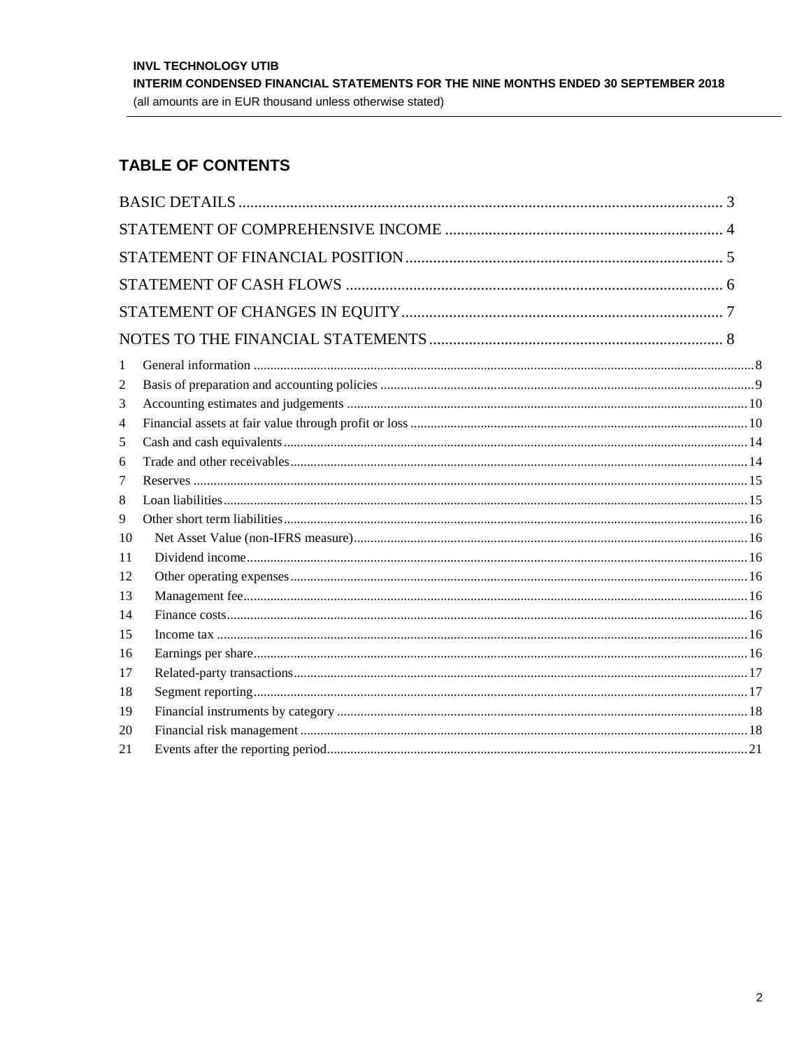## TABLE OF CONTENTS

BASIC DETAILS ........................................................................................................... 3

STATEMENT OF COMPREHENSIVE INCOME ...................................................................... 4

STATEMENT OF FINANCIAL POSITION ................................................................................ 5

STATEMENT OF CASH FLOWS ............................................................................................... 6

STATEMENT OF CHANGES IN EQUITY ................................................................................. 7

NOTES TO THE FINANCIAL STATEMENTS .......................................................................... 8

1 General information .................................................................................................................... 8
2 Basis of preparation and accounting policies ............................................................................... 9
3 Accounting estimates and judgements ....................................................................................... 10
4 Financial assets at fair value through profit or loss .................................................................... 10
5 Cash and cash equivalents ......................................................................................................... 14
6 Trade and other receivables ....................................................................................................... 14
7 Reserves .................................................................................................................................... 15
8 Loan liabilities ........................................................................................................................... 15
9 Other short term liabilities ......................................................................................................... 16
10 Net Asset Value (non-IFRS measure) ....................................................................................... 16
11 Dividend income ...................................................................................................................... 16
12 Other operating expenses ......................................................................................................... 16
13 Management fee ....................................................................................................................... 16
14 Finance costs ............................................................................................................................ 16
15 Income tax ............................................................................................................................... 16
16 Earnings per share .................................................................................................................... 16
17 Related-party transactions ......................................................................................................... 17
18 Segment reporting .................................................................................................................... 17
19 Financial instruments by category ............................................................................................ 18
20 Financial risk management ....................................................................................................... 18
21 Events after the reporting period .............................................................................................. 21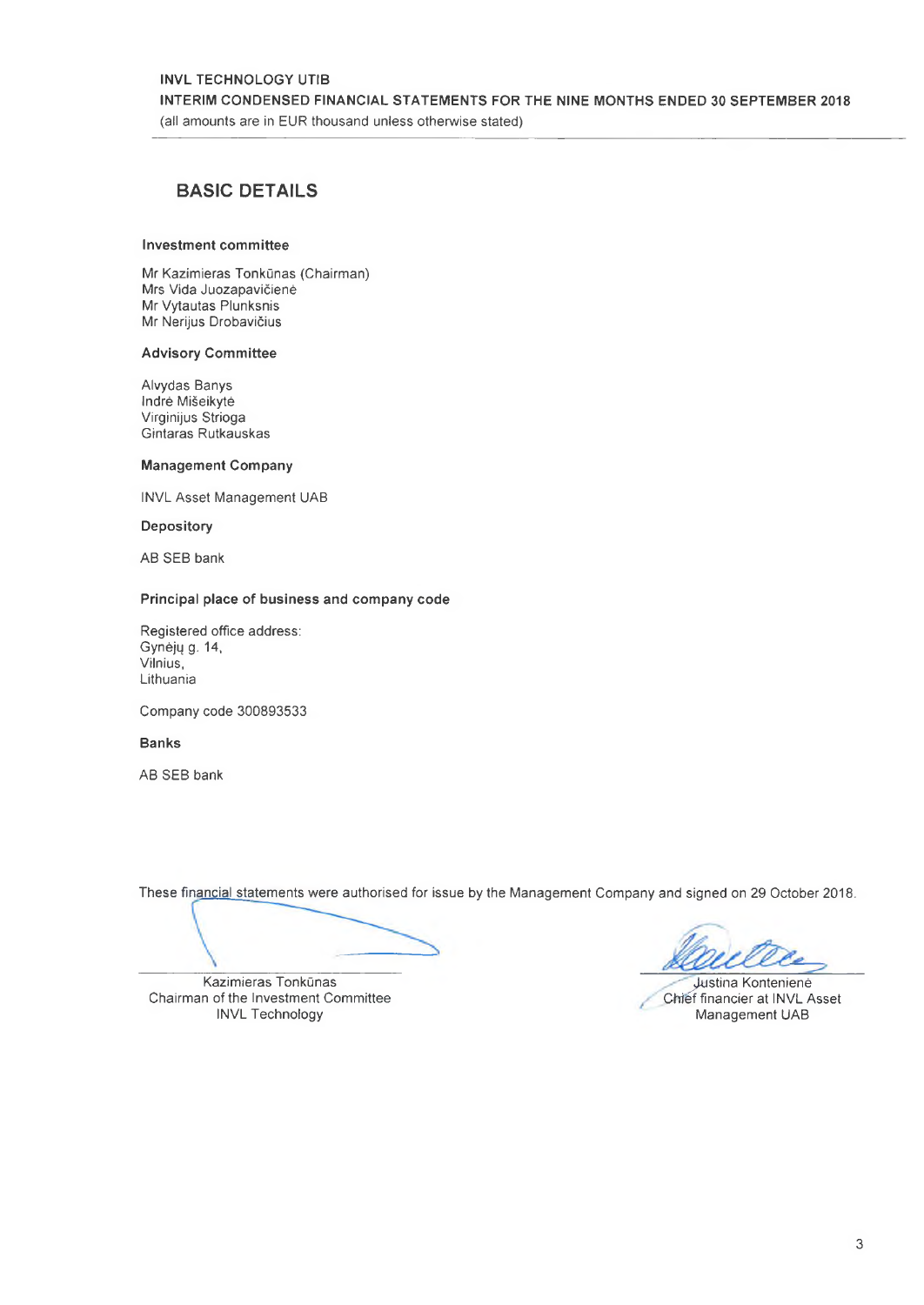# BASIC DETAILS

**Investment committee**

Mr Kazimieras Tonkūnas (Chairman)
Mrs Vida Juozapavičienė
Mr Vytautas Plunksnis
Mr Nerijus Drobavičius

**Advisory Committee**

Alvydas Banys
Indrė Mišeikytė
Virginijus Strioga
Gintaras Rutkauskas

**Management Company**

INVL Asset Management UAB

**Depository**

AB SEB bank

**Principal place of business and company code**

Registered office address:
Gynėjų g. 14,
Vilnius,
Lithuania

Company code 300893533

**Banks**

AB SEB bank

These financial statements were authorised for issue by the Management Company and signed on 29 October 2018.

Kazimieras Tonkūnas
Chairman of the Investment Committee
INVL Technology

Justina Kontenienė
Chief financier at INVL Asset Management UAB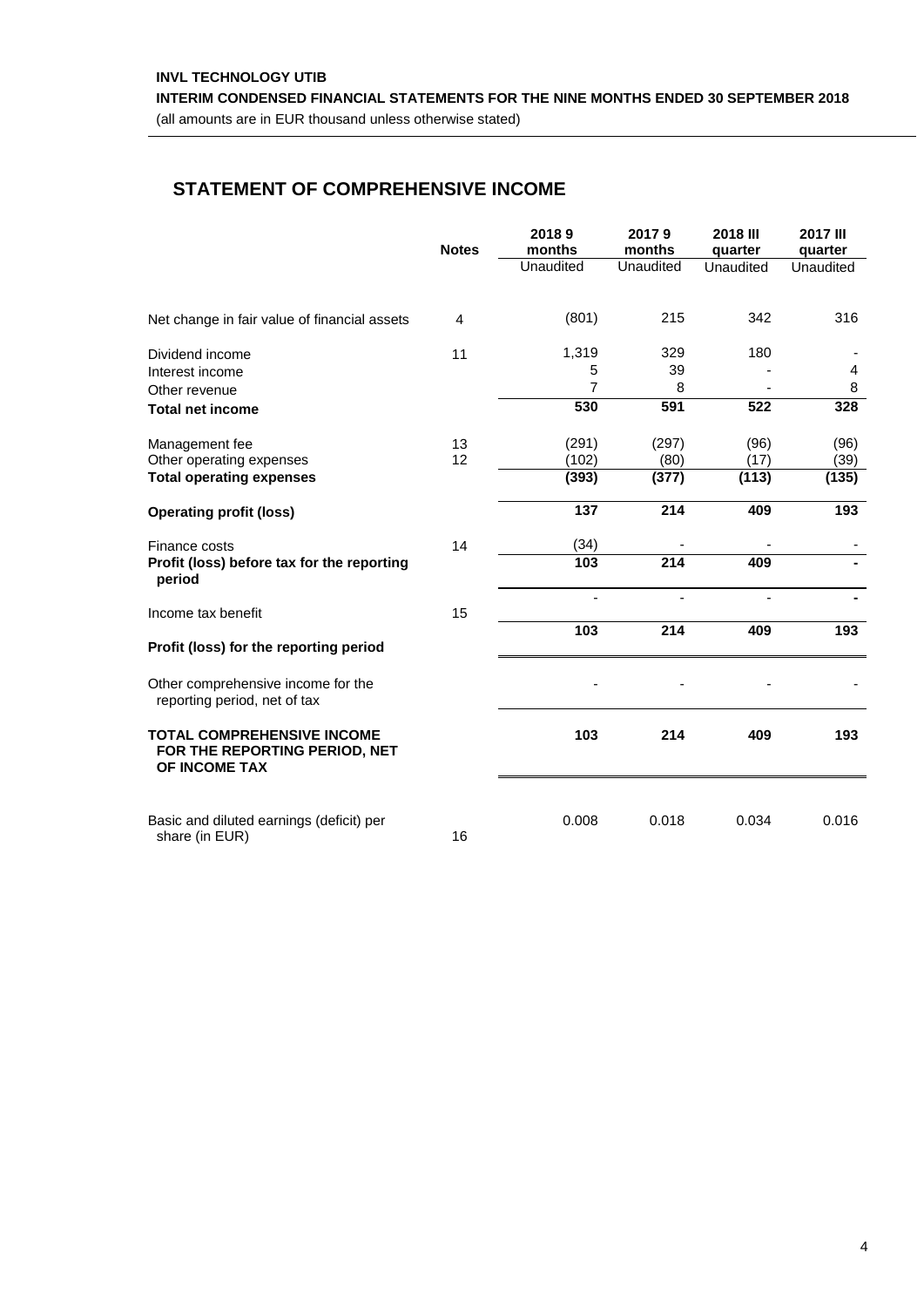INVL TECHNOLOGY UTIB

INTERIM CONDENSED FINANCIAL STATEMENTS FOR THE NINE MONTHS ENDED 30 SEPTEMBER 2018

(all amounts are in EUR thousand unless otherwise stated)

## STATEMENT OF COMPREHENSIVE INCOME

| | Notes | 2018 9 months | 2017 9 months | 2018 III quarter | 2017 III quarter |
|---|---|---|---|---|---|
| | | Unaudited | Unaudited | Unaudited | Unaudited |
| Net change in fair value of financial assets | 4 | (801) | 215 | 342 | 316 |
| Dividend income | 11 | 1,319 | 329 | 180 | - |
| Interest income | | 5 | 39 | - | 4 |
| Other revenue | | 7 | 8 | - | 8 |
| **Total net income** | | **530** | **591** | **522** | **328** |
| Management fee | 13 | (291) | (297) | (96) | (96) |
| Other operating expenses | 12 | (102) | (80) | (17) | (39) |
| **Total operating expenses** | | **(393)** | **(377)** | **(113)** | **(135)** |
| **Operating profit (loss)** | | **137** | **214** | **409** | **193** |
| Finance costs | 14 | (34) | - | - | - |
| **Profit (loss) before tax for the reporting period** | | **103** | **214** | **409** | **-** |
| Income tax benefit | 15 | - | - | - | **-** |
| **Profit (loss) for the reporting period** | | **103** | **214** | **409** | **193** |
| Other comprehensive income for the reporting period, net of tax | | - | - | - | - |
| **TOTAL COMPREHENSIVE INCOME FOR THE REPORTING PERIOD, NET OF INCOME TAX** | | **103** | **214** | **409** | **193** |
| Basic and diluted earnings (deficit) per share (in EUR) | 16 | 0.008 | 0.018 | 0.034 | 0.016 |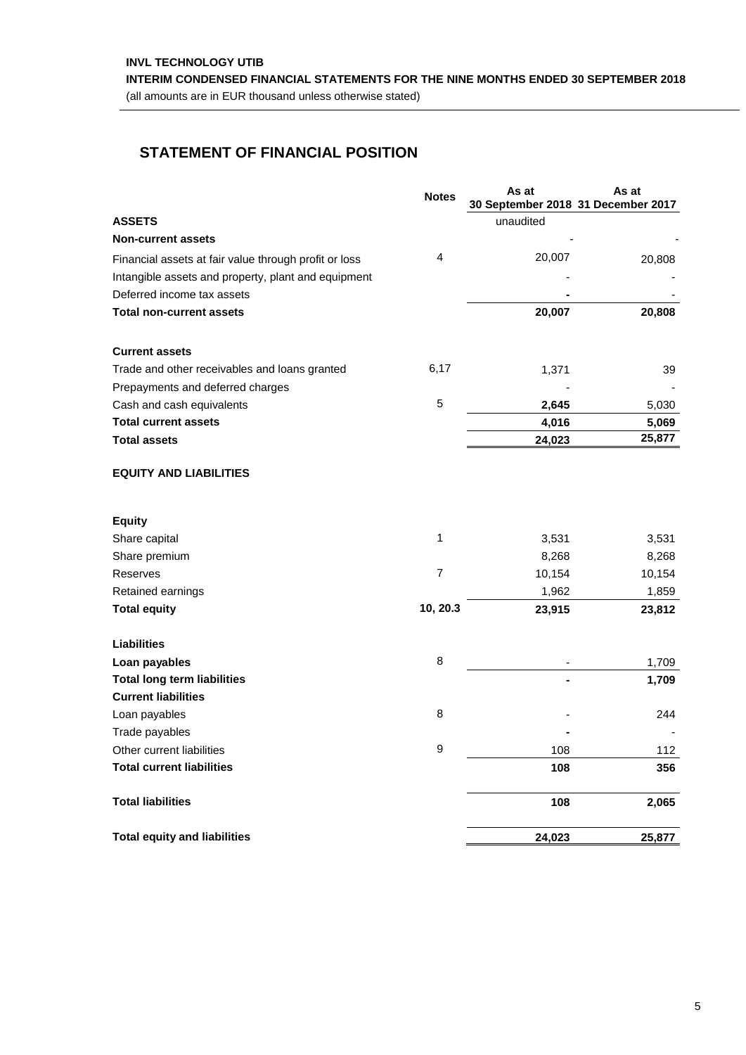**INVL TECHNOLOGY UTIB**

**INTERIM CONDENSED FINANCIAL STATEMENTS FOR THE NINE MONTHS ENDED 30 SEPTEMBER 2018**

(all amounts are in EUR thousand unless otherwise stated)

## STATEMENT OF FINANCIAL POSITION

| | Notes | As at 30 September 2018 | As at 31 December 2017 |
|---|---|---|---|
| **ASSETS** | | unaudited | |
| **Non-current assets** | | - | - |
| Financial assets at fair value through profit or loss | 4 | 20,007 | 20,808 |
| Intangible assets and property, plant and equipment | | - | - |
| Deferred income tax assets | | **-** | - |
| **Total non-current assets** | | **20,007** | **20,808** |
| | | | |
| **Current assets** | | | |
| Trade and other receivables and loans granted | 6,17 | 1,371 | 39 |
| Prepayments and deferred charges | | - | - |
| Cash and cash equivalents | 5 | **2,645** | 5,030 |
| **Total current assets** | | **4,016** | **5,069** |
| **Total assets** | | **24,023** | **25,877** |
| | | | |
| **EQUITY AND LIABILITIES** | | | |
| | | | |
| **Equity** | | | |
| Share capital | 1 | 3,531 | 3,531 |
| Share premium | | 8,268 | 8,268 |
| Reserves | 7 | 10,154 | 10,154 |
| Retained earnings | | 1,962 | 1,859 |
| **Total equity** | **10, 20.3** | **23,915** | **23,812** |
| | | | |
| **Liabilities** | | | |
| **Loan payables** | 8 | - | 1,709 |
| **Total long term liabilities** | | **-** | **1,709** |
| **Current liabilities** | | | |
| Loan payables | 8 | - | 244 |
| Trade payables | | **-** | - |
| Other current liabilities | 9 | 108 | 112 |
| **Total current liabilities** | | **108** | **356** |
| | | | |
| **Total liabilities** | | **108** | **2,065** |
| | | | |
| **Total equity and liabilities** | | **24,023** | **25,877** |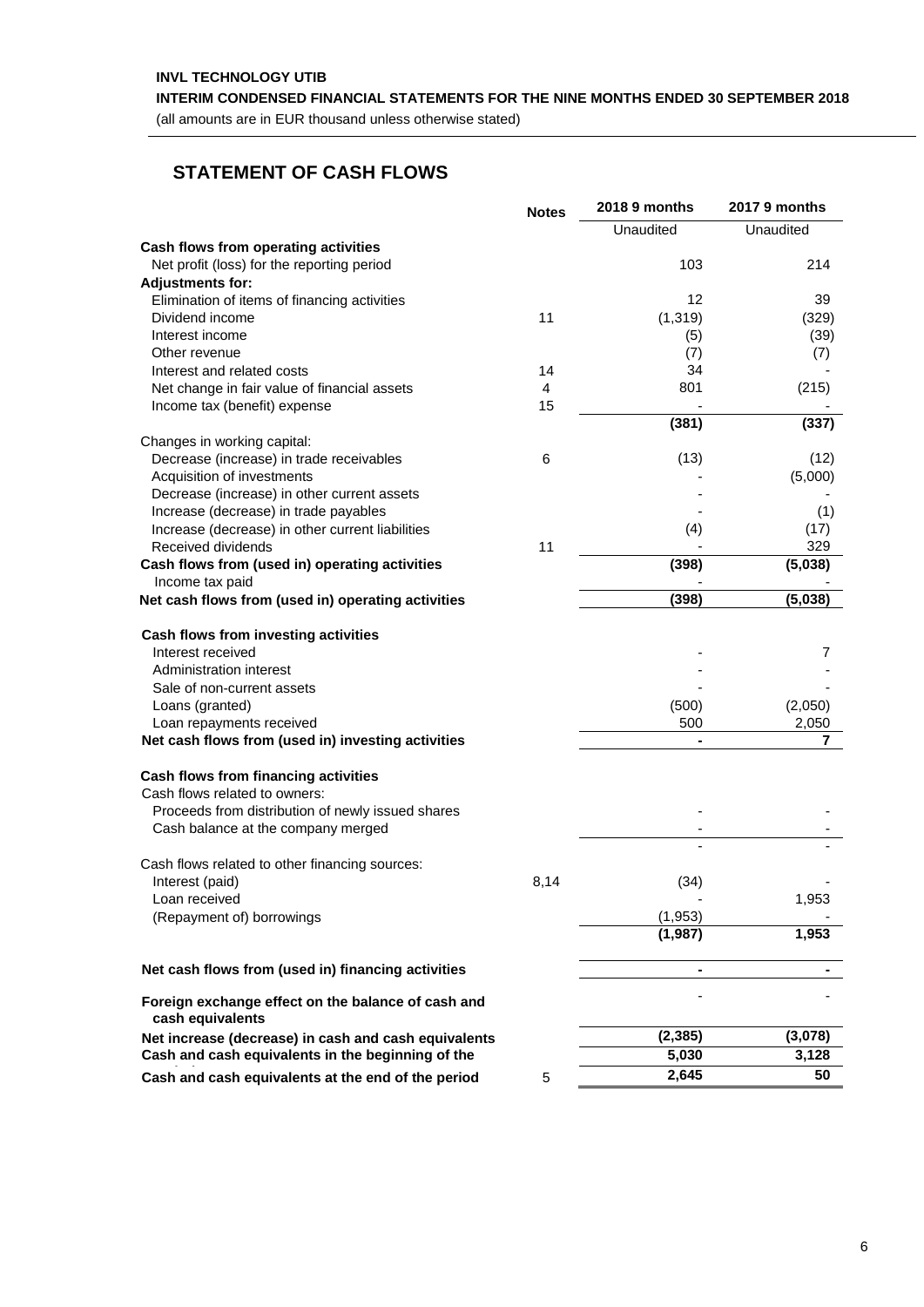**INVL TECHNOLOGY UTIB**

**INTERIM CONDENSED FINANCIAL STATEMENTS FOR THE NINE MONTHS ENDED 30 SEPTEMBER 2018**

(all amounts are in EUR thousand unless otherwise stated)

## STATEMENT OF CASH FLOWS

| | Notes | 2018 9 months | 2017 9 months |
|---|---|---|---|
| | | Unaudited | Unaudited |
| **Cash flows from operating activities** | | | |
| Net profit (loss) for the reporting period | | 103 | 214 |
| **Adjustments for:** | | | |
| Elimination of items of financing activities | | 12 | 39 |
| Dividend income | 11 | (1,319) | (329) |
| Interest income | | (5) | (39) |
| Other revenue | | (7) | (7) |
| Interest and related costs | 14 | 34 | - |
| Net change in fair value of financial assets | 4 | 801 | (215) |
| Income tax (benefit) expense | 15 | - | - |
| | | **(381)** | **(337)** |
| Changes in working capital: | | | |
| Decrease (increase) in trade receivables | 6 | (13) | (12) |
| Acquisition of investments | | - | (5,000) |
| Decrease (increase) in other current assets | | - | - |
| Increase (decrease) in trade payables | | - | (1) |
| Increase (decrease) in other current liabilities | | (4) | (17) |
| Received dividends | 11 | - | 329 |
| **Cash flows from (used in) operating activities** | | **(398)** | **(5,038)** |
| Income tax paid | | - | - |
| **Net cash flows from (used in) operating activities** | | **(398)** | **(5,038)** |
| **Cash flows from investing activities** | | | |
| Interest received | | - | 7 |
| Administration interest | | - | - |
| Sale of non-current assets | | - | - |
| Loans (granted) | | (500) | (2,050) |
| Loan repayments received | | 500 | 2,050 |
| **Net cash flows from (used in) investing activities** | | **-** | **7** |
| **Cash flows from financing activities** | | | |
| Cash flows related to owners: | | | |
| Proceeds from distribution of newly issued shares | | - | - |
| Cash balance at the company merged | | - | - |
| | | - | - |
| Cash flows related to other financing sources: | | | |
| Interest (paid) | 8,14 | (34) | - |
| Loan received | | - | 1,953 |
| (Repayment of) borrowings | | (1,953) | - |
| | | **(1,987)** | **1,953** |
| **Net cash flows from (used in) financing activities** | | **-** | **-** |
| **Foreign exchange effect on the balance of cash and cash equivalents** | | - | - |
| **Net increase (decrease) in cash and cash equivalents** | | **(2,385)** | **(3,078)** |
| **Cash and cash equivalents in the beginning of the period** | | **5,030** | **3,128** |
| **Cash and cash equivalents at the end of the period** | 5 | **2,645** | **50** |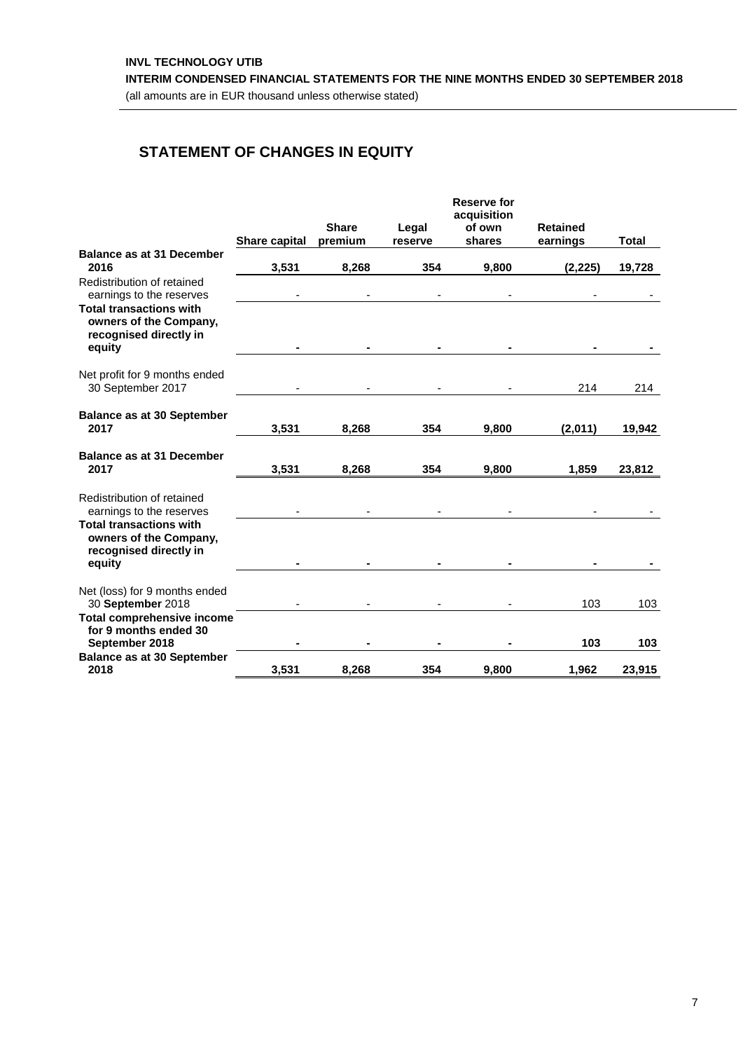**INVL TECHNOLOGY UTIB**

**INTERIM CONDENSED FINANCIAL STATEMENTS FOR THE NINE MONTHS ENDED 30 SEPTEMBER 2018**

(all amounts are in EUR thousand unless otherwise stated)

## STATEMENT OF CHANGES IN EQUITY

| | Share capital | Share premium | Legal reserve | Reserve for acquisition of own shares | Retained earnings | Total |
|---|---|---|---|---|---|---|
| **Balance as at 31 December 2016** | **3,531** | **8,268** | **354** | **9,800** | **(2,225)** | **19,728** |
| Redistribution of retained earnings to the reserves | - | - | - | - | - | - |
| **Total transactions with owners of the Company, recognised directly in equity** | **-** | **-** | **-** | **-** | **-** | **-** |
| Net profit for 9 months ended 30 September 2017 | - | - | - | - | 214 | 214 |
| **Balance as at 30 September 2017** | **3,531** | **8,268** | **354** | **9,800** | **(2,011)** | **19,942** |
| **Balance as at 31 December 2017** | **3,531** | **8,268** | **354** | **9,800** | **1,859** | **23,812** |
| Redistribution of retained earnings to the reserves | - | - | - | - | - | - |
| **Total transactions with owners of the Company, recognised directly in equity** | **-** | **-** | **-** | **-** | **-** | **-** |
| Net (loss) for 9 months ended 30 **September** 2018 | - | - | - | - | 103 | 103 |
| **Total comprehensive income for 9 months ended 30 September 2018** | **-** | **-** | **-** | **-** | **103** | **103** |
| **Balance as at 30 September 2018** | **3,531** | **8,268** | **354** | **9,800** | **1,962** | **23,915** |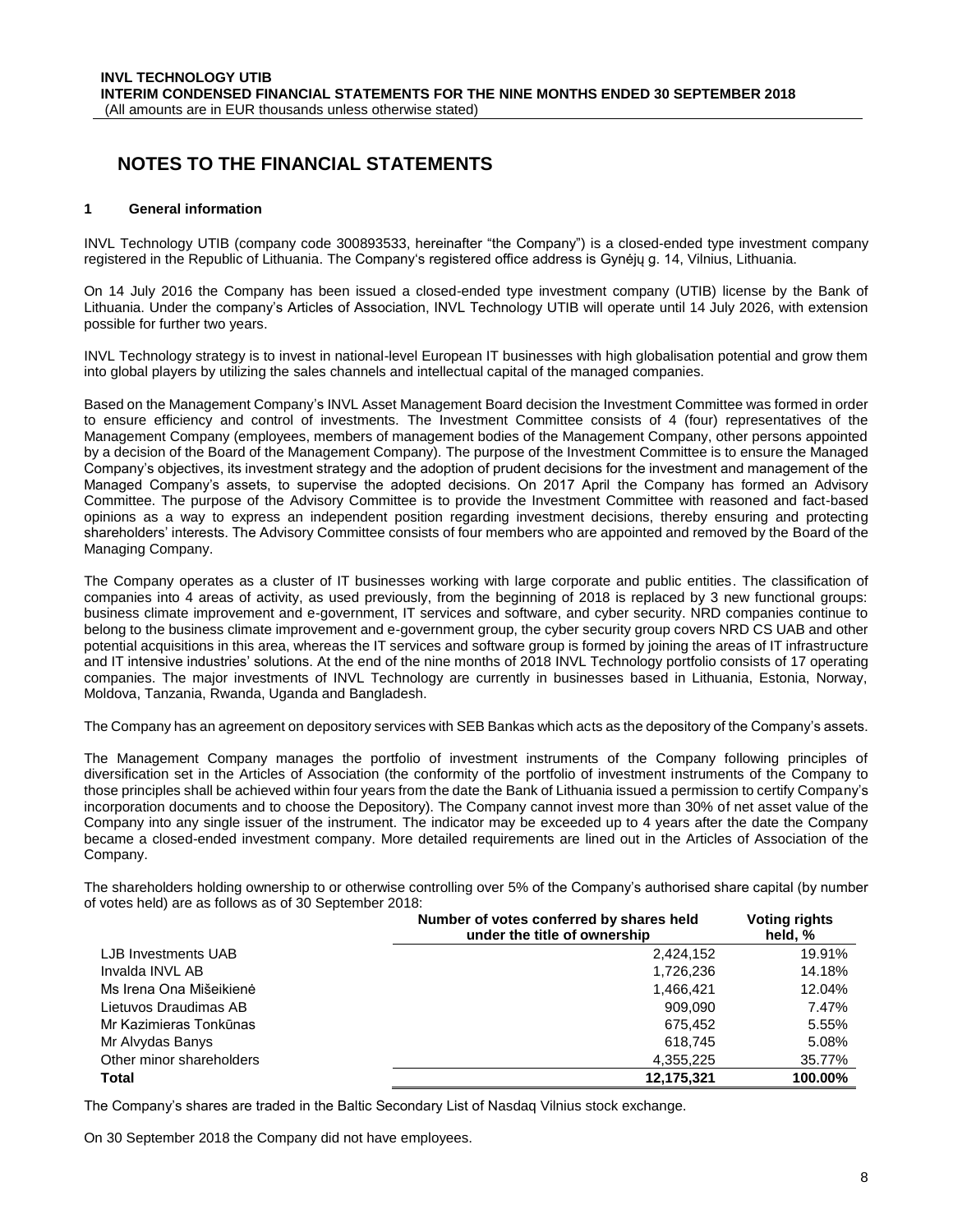# NOTES TO THE FINANCIAL STATEMENTS

## 1 General information

INVL Technology UTIB (company code 300893533, hereinafter "the Company") is a closed-ended type investment company registered in the Republic of Lithuania. The Company's registered office address is Gynėjų g. 14, Vilnius, Lithuania.

On 14 July 2016 the Company has been issued a closed-ended type investment company (UTIB) license by the Bank of Lithuania. Under the company's Articles of Association, INVL Technology UTIB will operate until 14 July 2026, with extension possible for further two years.

INVL Technology strategy is to invest in national-level European IT businesses with high globalisation potential and grow them into global players by utilizing the sales channels and intellectual capital of the managed companies.

Based on the Management Company's INVL Asset Management Board decision the Investment Committee was formed in order to ensure efficiency and control of investments. The Investment Committee consists of 4 (four) representatives of the Management Company (employees, members of management bodies of the Management Company, other persons appointed by a decision of the Board of the Management Company). The purpose of the Investment Committee is to ensure the Managed Company's objectives, its investment strategy and the adoption of prudent decisions for the investment and management of the Managed Company's assets, to supervise the adopted decisions. On 2017 April the Company has formed an Advisory Committee. The purpose of the Advisory Committee is to provide the Investment Committee with reasoned and fact-based opinions as a way to express an independent position regarding investment decisions, thereby ensuring and protecting shareholders' interests. The Advisory Committee consists of four members who are appointed and removed by the Board of the Managing Company.

The Company operates as a cluster of IT businesses working with large corporate and public entities. The classification of companies into 4 areas of activity, as used previously, from the beginning of 2018 is replaced by 3 new functional groups: business climate improvement and e-government, IT services and software, and cyber security. NRD companies continue to belong to the business climate improvement and e-government group, the cyber security group covers NRD CS UAB and other potential acquisitions in this area, whereas the IT services and software group is formed by joining the areas of IT infrastructure and IT intensive industries' solutions. At the end of the nine months of 2018 INVL Technology portfolio consists of 17 operating companies. The major investments of INVL Technology are currently in businesses based in Lithuania, Estonia, Norway, Moldova, Tanzania, Rwanda, Uganda and Bangladesh.

The Company has an agreement on depository services with SEB Bankas which acts as the depository of the Company's assets.

The Management Company manages the portfolio of investment instruments of the Company following principles of diversification set in the Articles of Association (the conformity of the portfolio of investment instruments of the Company to those principles shall be achieved within four years from the date the Bank of Lithuania issued a permission to certify Company's incorporation documents and to choose the Depository). The Company cannot invest more than 30% of net asset value of the Company into any single issuer of the instrument. The indicator may be exceeded up to 4 years after the date the Company became a closed-ended investment company. More detailed requirements are lined out in the Articles of Association of the Company.

The shareholders holding ownership to or otherwise controlling over 5% of the Company's authorised share capital (by number of votes held) are as follows as of 30 September 2018:

| | Number of votes conferred by shares held under the title of ownership | Voting rights held, % |
|---|---|---|
| LJB Investments UAB | 2,424,152 | 19.91% |
| Invalda INVL AB | 1,726,236 | 14.18% |
| Ms Irena Ona Mišeikienė | 1,466,421 | 12.04% |
| Lietuvos Draudimas AB | 909,090 | 7.47% |
| Mr Kazimieras Tonkūnas | 675,452 | 5.55% |
| Mr Alvydas Banys | 618,745 | 5.08% |
| Other minor shareholders | 4,355,225 | 35.77% |
| **Total** | **12,175,321** | **100.00%** |

The Company's shares are traded in the Baltic Secondary List of Nasdaq Vilnius stock exchange.

On 30 September 2018 the Company did not have employees.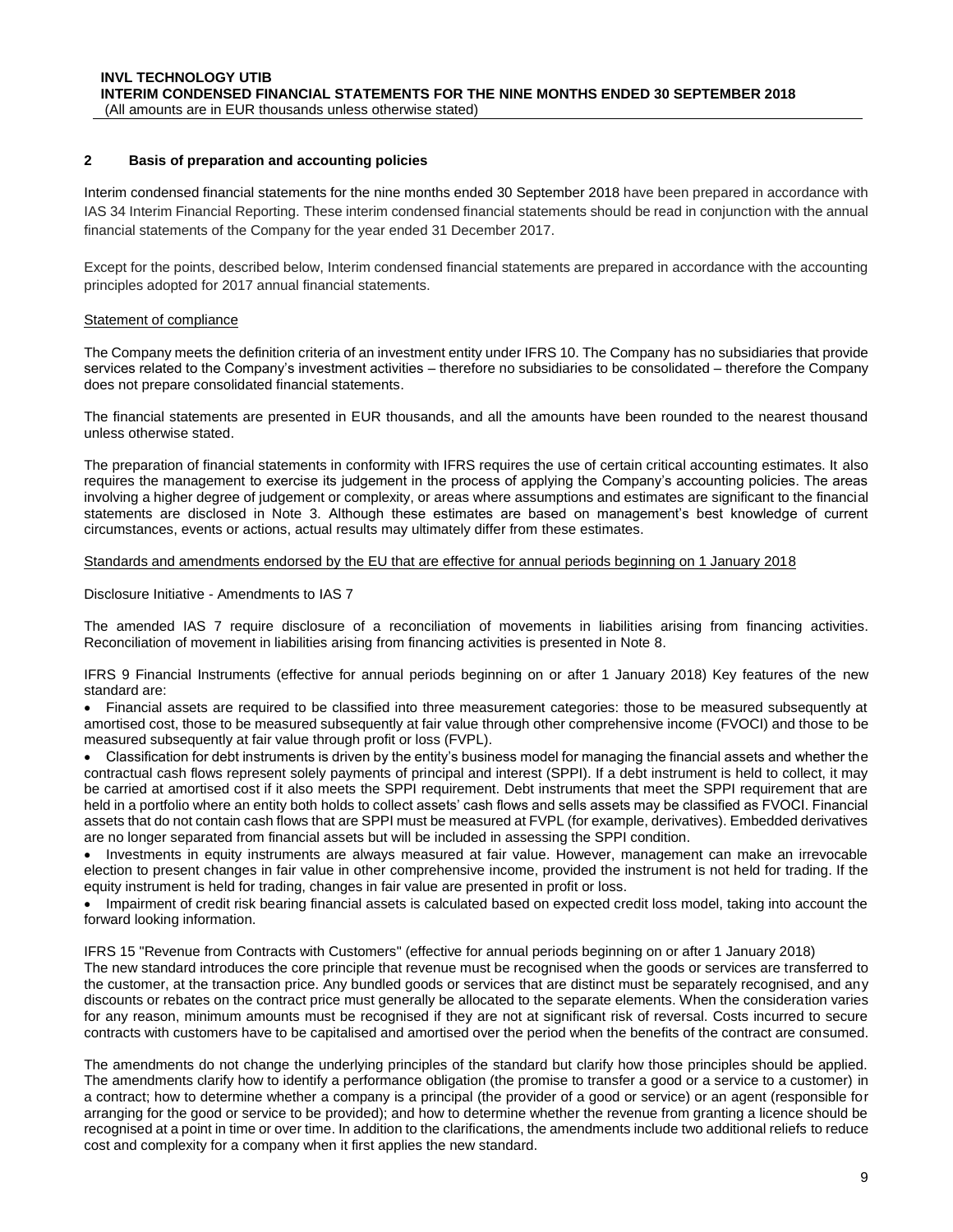## 2 Basis of preparation and accounting policies

Interim condensed financial statements for the nine months ended 30 September 2018 have been prepared in accordance with IAS 34 Interim Financial Reporting. These interim condensed financial statements should be read in conjunction with the annual financial statements of the Company for the year ended 31 December 2017.

Except for the points, described below, Interim condensed financial statements are prepared in accordance with the accounting principles adopted for 2017 annual financial statements.

Statement of compliance

The Company meets the definition criteria of an investment entity under IFRS 10. The Company has no subsidiaries that provide services related to the Company's investment activities – therefore no subsidiaries to be consolidated – therefore the Company does not prepare consolidated financial statements.

The financial statements are presented in EUR thousands, and all the amounts have been rounded to the nearest thousand unless otherwise stated.

The preparation of financial statements in conformity with IFRS requires the use of certain critical accounting estimates. It also requires the management to exercise its judgement in the process of applying the Company's accounting policies. The areas involving a higher degree of judgement or complexity, or areas where assumptions and estimates are significant to the financial statements are disclosed in Note 3. Although these estimates are based on management's best knowledge of current circumstances, events or actions, actual results may ultimately differ from these estimates.

Standards and amendments endorsed by the EU that are effective for annual periods beginning on 1 January 2018

Disclosure Initiative - Amendments to IAS 7

The amended IAS 7 require disclosure of a reconciliation of movements in liabilities arising from financing activities. Reconciliation of movement in liabilities arising from financing activities is presented in Note 8.

IFRS 9 Financial Instruments (effective for annual periods beginning on or after 1 January 2018) Key features of the new standard are:

- Financial assets are required to be classified into three measurement categories: those to be measured subsequently at amortised cost, those to be measured subsequently at fair value through other comprehensive income (FVOCI) and those to be measured subsequently at fair value through profit or loss (FVPL).
- Classification for debt instruments is driven by the entity's business model for managing the financial assets and whether the contractual cash flows represent solely payments of principal and interest (SPPI). If a debt instrument is held to collect, it may be carried at amortised cost if it also meets the SPPI requirement. Debt instruments that meet the SPPI requirement that are held in a portfolio where an entity both holds to collect assets' cash flows and sells assets may be classified as FVOCI. Financial assets that do not contain cash flows that are SPPI must be measured at FVPL (for example, derivatives). Embedded derivatives are no longer separated from financial assets but will be included in assessing the SPPI condition.
- Investments in equity instruments are always measured at fair value. However, management can make an irrevocable election to present changes in fair value in other comprehensive income, provided the instrument is not held for trading. If the equity instrument is held for trading, changes in fair value are presented in profit or loss.
- Impairment of credit risk bearing financial assets is calculated based on expected credit loss model, taking into account the forward looking information.

IFRS 15 "Revenue from Contracts with Customers" (effective for annual periods beginning on or after 1 January 2018)
The new standard introduces the core principle that revenue must be recognised when the goods or services are transferred to the customer, at the transaction price. Any bundled goods or services that are distinct must be separately recognised, and any discounts or rebates on the contract price must generally be allocated to the separate elements. When the consideration varies for any reason, minimum amounts must be recognised if they are not at significant risk of reversal. Costs incurred to secure contracts with customers have to be capitalised and amortised over the period when the benefits of the contract are consumed.

The amendments do not change the underlying principles of the standard but clarify how those principles should be applied. The amendments clarify how to identify a performance obligation (the promise to transfer a good or a service to a customer) in a contract; how to determine whether a company is a principal (the provider of a good or service) or an agent (responsible for arranging for the good or service to be provided); and how to determine whether the revenue from granting a licence should be recognised at a point in time or over time. In addition to the clarifications, the amendments include two additional reliefs to reduce cost and complexity for a company when it first applies the new standard.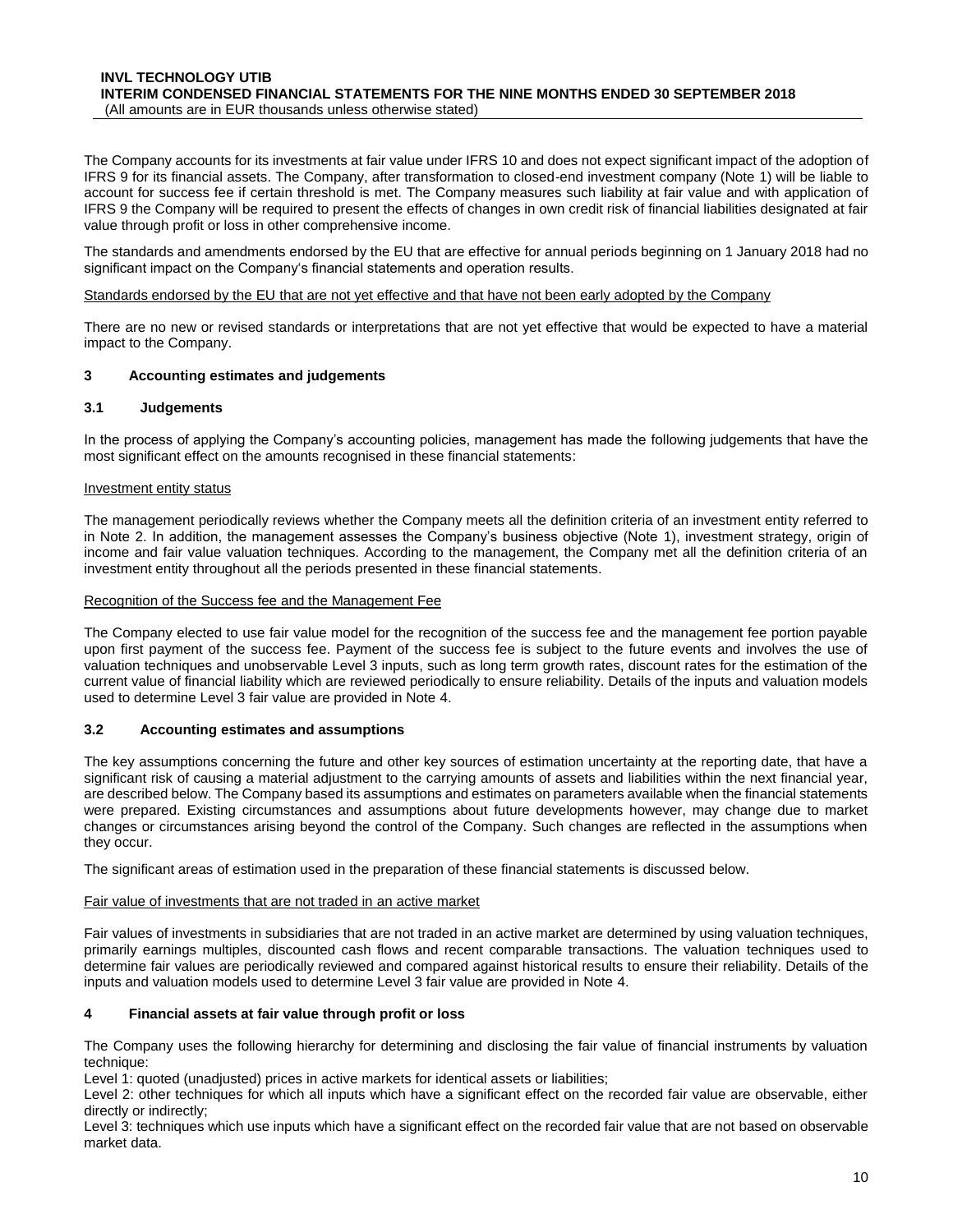The Company accounts for its investments at fair value under IFRS 10 and does not expect significant impact of the adoption of IFRS 9 for its financial assets. The Company, after transformation to closed-end investment company (Note 1) will be liable to account for success fee if certain threshold is met. The Company measures such liability at fair value and with application of IFRS 9 the Company will be required to present the effects of changes in own credit risk of financial liabilities designated at fair value through profit or loss in other comprehensive income.

The standards and amendments endorsed by the EU that are effective for annual periods beginning on 1 January 2018 had no significant impact on the Company's financial statements and operation results.

Standards endorsed by the EU that are not yet effective and that have not been early adopted by the Company

There are no new or revised standards or interpretations that are not yet effective that would be expected to have a material impact to the Company.

## 3 Accounting estimates and judgements

### 3.1 Judgements

In the process of applying the Company's accounting policies, management has made the following judgements that have the most significant effect on the amounts recognised in these financial statements:

Investment entity status

The management periodically reviews whether the Company meets all the definition criteria of an investment entity referred to in Note 2. In addition, the management assesses the Company's business objective (Note 1), investment strategy, origin of income and fair value valuation techniques. According to the management, the Company met all the definition criteria of an investment entity throughout all the periods presented in these financial statements.

Recognition of the Success fee and the Management Fee

The Company elected to use fair value model for the recognition of the success fee and the management fee portion payable upon first payment of the success fee. Payment of the success fee is subject to the future events and involves the use of valuation techniques and unobservable Level 3 inputs, such as long term growth rates, discount rates for the estimation of the current value of financial liability which are reviewed periodically to ensure reliability. Details of the inputs and valuation models used to determine Level 3 fair value are provided in Note 4.

### 3.2 Accounting estimates and assumptions

The key assumptions concerning the future and other key sources of estimation uncertainty at the reporting date, that have a significant risk of causing a material adjustment to the carrying amounts of assets and liabilities within the next financial year, are described below. The Company based its assumptions and estimates on parameters available when the financial statements were prepared. Existing circumstances and assumptions about future developments however, may change due to market changes or circumstances arising beyond the control of the Company. Such changes are reflected in the assumptions when they occur.

The significant areas of estimation used in the preparation of these financial statements is discussed below.

Fair value of investments that are not traded in an active market

Fair values of investments in subsidiaries that are not traded in an active market are determined by using valuation techniques, primarily earnings multiples, discounted cash flows and recent comparable transactions. The valuation techniques used to determine fair values are periodically reviewed and compared against historical results to ensure their reliability. Details of the inputs and valuation models used to determine Level 3 fair value are provided in Note 4.

## 4 Financial assets at fair value through profit or loss

The Company uses the following hierarchy for determining and disclosing the fair value of financial instruments by valuation technique:

Level 1: quoted (unadjusted) prices in active markets for identical assets or liabilities;

Level 2: other techniques for which all inputs which have a significant effect on the recorded fair value are observable, either directly or indirectly;

Level 3: techniques which use inputs which have a significant effect on the recorded fair value that are not based on observable market data.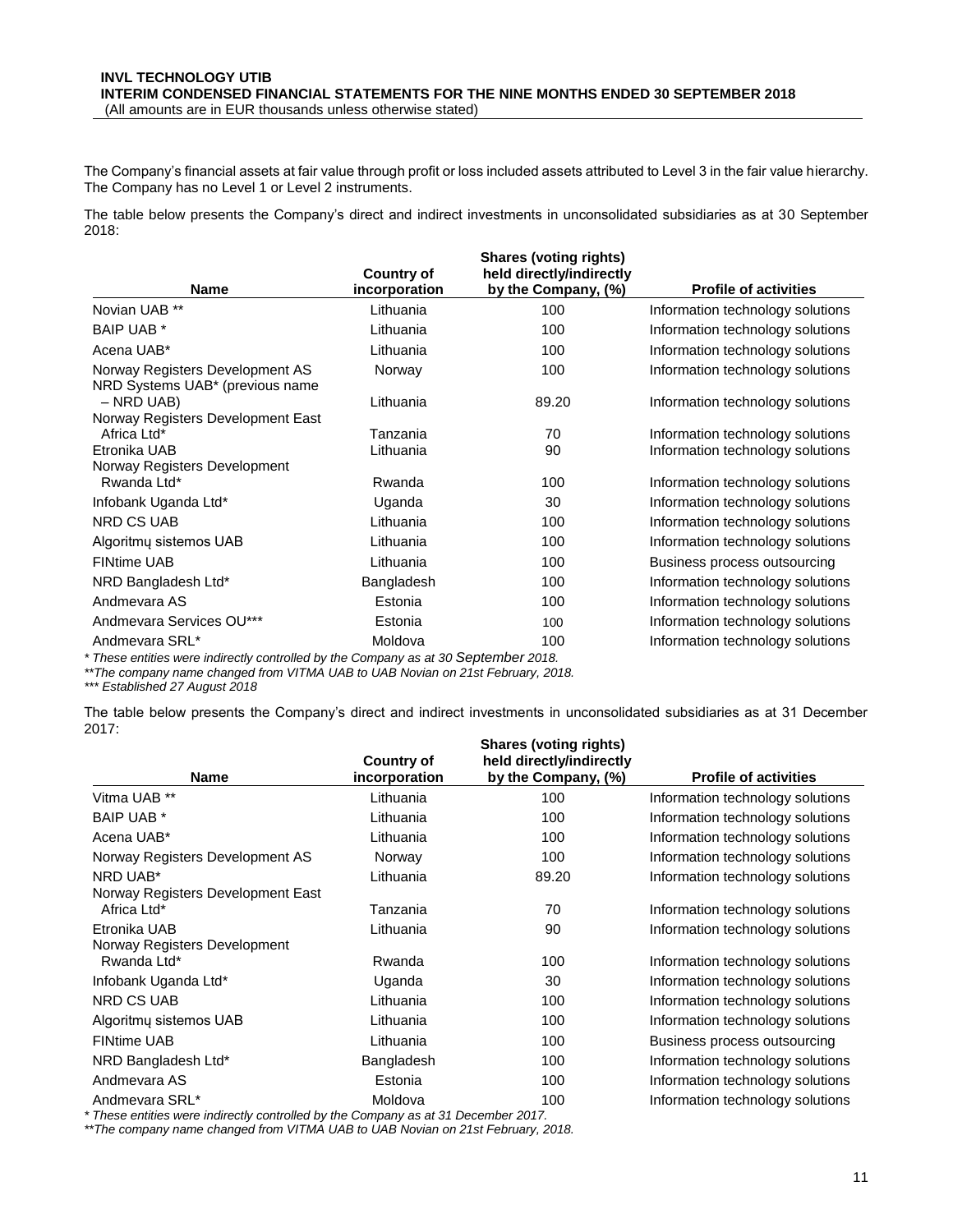The Company's financial assets at fair value through profit or loss included assets attributed to Level 3 in the fair value hierarchy. The Company has no Level 1 or Level 2 instruments.

The table below presents the Company's direct and indirect investments in unconsolidated subsidiaries as at 30 September 2018:

| Name | Country of incorporation | Shares (voting rights) held directly/indirectly by the Company, (%) | Profile of activities |
|---|---|---|---|
| Novian UAB ** | Lithuania | 100 | Information technology solutions |
| BAIP UAB * | Lithuania | 100 | Information technology solutions |
| Acena UAB* | Lithuania | 100 | Information technology solutions |
| Norway Registers Development AS | Norway | 100 | Information technology solutions |
| NRD Systems UAB* (previous name – NRD UAB) | Lithuania | 89.20 | Information technology solutions |
| Norway Registers Development East Africa Ltd* | Tanzania | 70 | Information technology solutions |
| Etronika UAB | Lithuania | 90 | Information technology solutions |
| Norway Registers Development Rwanda Ltd* | Rwanda | 100 | Information technology solutions |
| Infobank Uganda Ltd* | Uganda | 30 | Information technology solutions |
| NRD CS UAB | Lithuania | 100 | Information technology solutions |
| Algoritmų sistemos UAB | Lithuania | 100 | Information technology solutions |
| FINtime UAB | Lithuania | 100 | Business process outsourcing |
| NRD Bangladesh Ltd* | Bangladesh | 100 | Information technology solutions |
| Andmevara AS | Estonia | 100 | Information technology solutions |
| Andmevara Services OU*** | Estonia | 100 | Information technology solutions |
| Andmevara SRL* | Moldova | 100 | Information technology solutions |

*\* These entities were indirectly controlled by the Company as at 30 September 2018.*

*\*\*The company name changed from VITMA UAB to UAB Novian on 21st February, 2018.*

*\*\*\* Established 27 August 2018*

The table below presents the Company's direct and indirect investments in unconsolidated subsidiaries as at 31 December 2017:

| Name | Country of incorporation | Shares (voting rights) held directly/indirectly by the Company, (%) | Profile of activities |
|---|---|---|---|
| Vitma UAB ** | Lithuania | 100 | Information technology solutions |
| BAIP UAB * | Lithuania | 100 | Information technology solutions |
| Acena UAB* | Lithuania | 100 | Information technology solutions |
| Norway Registers Development AS | Norway | 100 | Information technology solutions |
| NRD UAB* | Lithuania | 89.20 | Information technology solutions |
| Norway Registers Development East Africa Ltd* | Tanzania | 70 | Information technology solutions |
| Etronika UAB | Lithuania | 90 | Information technology solutions |
| Norway Registers Development Rwanda Ltd* | Rwanda | 100 | Information technology solutions |
| Infobank Uganda Ltd* | Uganda | 30 | Information technology solutions |
| NRD CS UAB | Lithuania | 100 | Information technology solutions |
| Algoritmų sistemos UAB | Lithuania | 100 | Information technology solutions |
| FINtime UAB | Lithuania | 100 | Business process outsourcing |
| NRD Bangladesh Ltd* | Bangladesh | 100 | Information technology solutions |
| Andmevara AS | Estonia | 100 | Information technology solutions |
| Andmevara SRL* | Moldova | 100 | Information technology solutions |

*\* These entities were indirectly controlled by the Company as at 31 December 2017.*

*\*\*The company name changed from VITMA UAB to UAB Novian on 21st February, 2018.*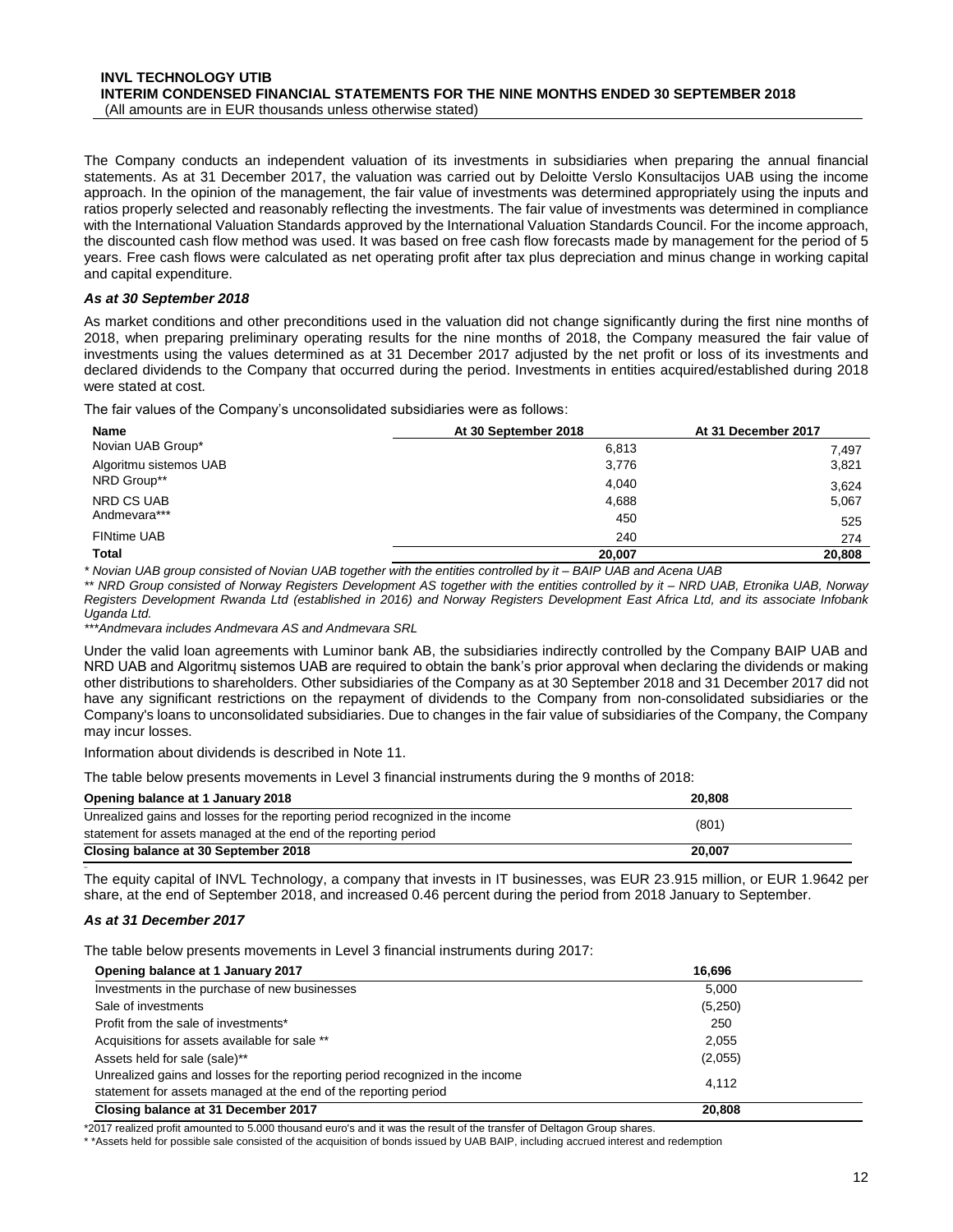The Company conducts an independent valuation of its investments in subsidiaries when preparing the annual financial statements. As at 31 December 2017, the valuation was carried out by Deloitte Verslo Konsultacijos UAB using the income approach. In the opinion of the management, the fair value of investments was determined appropriately using the inputs and ratios properly selected and reasonably reflecting the investments. The fair value of investments was determined in compliance with the International Valuation Standards approved by the International Valuation Standards Council. For the income approach, the discounted cash flow method was used. It was based on free cash flow forecasts made by management for the period of 5 years. Free cash flows were calculated as net operating profit after tax plus depreciation and minus change in working capital and capital expenditure.

***As at 30 September 2018***

As market conditions and other preconditions used in the valuation did not change significantly during the first nine months of 2018, when preparing preliminary operating results for the nine months of 2018, the Company measured the fair value of investments using the values determined as at 31 December 2017 adjusted by the net profit or loss of its investments and declared dividends to the Company that occurred during the period. Investments in entities acquired/established during 2018 were stated at cost.

The fair values of the Company's unconsolidated subsidiaries were as follows:

| Name | At 30 September 2018 | At 31 December 2017 |
|---|---|---|
| Novian UAB Group* | 6,813 | 7,497 |
| Algoritmu sistemos UAB | 3,776 | 3,821 |
| NRD Group** | 4,040 | 3,624 |
| NRD CS UAB | 4,688 | 5,067 |
| Andmevara*** | 450 | 525 |
| FINtime UAB | 240 | 274 |
| **Total** | **20,007** | **20,808** |

*\* Novian UAB group consisted of Novian UAB together with the entities controlled by it – BAIP UAB and Acena UAB*

*\*\* NRD Group consisted of Norway Registers Development AS together with the entities controlled by it – NRD UAB, Etronika UAB, Norway Registers Development Rwanda Ltd (established in 2016) and Norway Registers Development East Africa Ltd, and its associate Infobank Uganda Ltd.*

*\*\*\*Andmevara includes Andmevara AS and Andmevara SRL*

Under the valid loan agreements with Luminor bank AB, the subsidiaries indirectly controlled by the Company BAIP UAB and NRD UAB and Algoritmų sistemos UAB are required to obtain the bank's prior approval when declaring the dividends or making other distributions to shareholders. Other subsidiaries of the Company as at 30 September 2018 and 31 December 2017 did not have any significant restrictions on the repayment of dividends to the Company from non-consolidated subsidiaries or the Company's loans to unconsolidated subsidiaries. Due to changes in the fair value of subsidiaries of the Company, the Company may incur losses.

Information about dividends is described in Note 11.

The table below presents movements in Level 3 financial instruments during the 9 months of 2018:

| | |
|---|---|
| **Opening balance at 1 January 2018** | **20,808** |
| Unrealized gains and losses for the reporting period recognized in the income statement for assets managed at the end of the reporting period | (801) |
| **Closing balance at 30 September 2018** | **20,007** |

The equity capital of INVL Technology, a company that invests in IT businesses, was EUR 23.915 million, or EUR 1.9642 per share, at the end of September 2018, and increased 0.46 percent during the period from 2018 January to September.

***As at 31 December 2017***

The table below presents movements in Level 3 financial instruments during 2017:

| | |
|---|---|
| **Opening balance at 1 January 2017** | **16,696** |
| Investments in the purchase of new businesses | 5,000 |
| Sale of investments | (5,250) |
| Profit from the sale of investments* | 250 |
| Acquisitions for assets available for sale ** | 2,055 |
| Assets held for sale (sale)** | (2,055) |
| Unrealized gains and losses for the reporting period recognized in the income statement for assets managed at the end of the reporting period | 4,112 |
| **Closing balance at 31 December 2017** | **20,808** |

\*2017 realized profit amounted to 5.000 thousand euro's and it was the result of the transfer of Deltagon Group shares.

\* \*Assets held for possible sale consisted of the acquisition of bonds issued by UAB BAIP, including accrued interest and redemption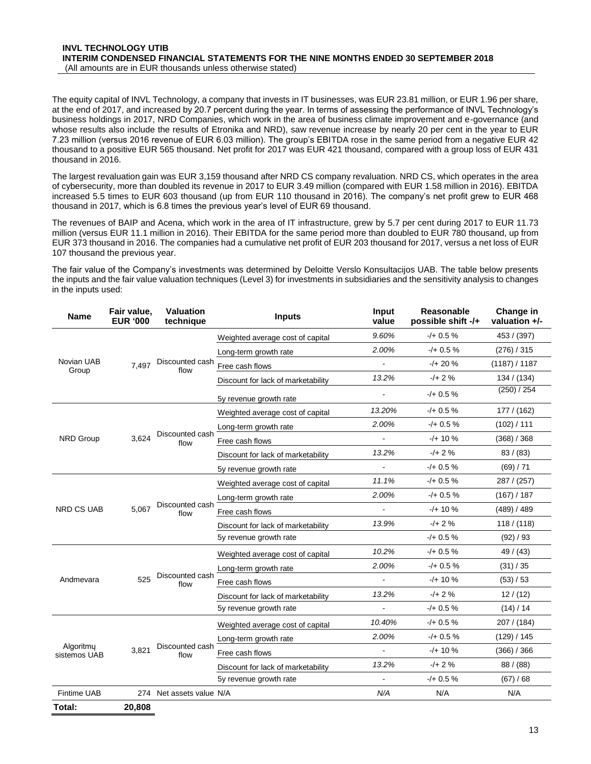The equity capital of INVL Technology, a company that invests in IT businesses, was EUR 23.81 million, or EUR 1.96 per share, at the end of 2017, and increased by 20.7 percent during the year. In terms of assessing the performance of INVL Technology's business holdings in 2017, NRD Companies, which work in the area of business climate improvement and e-governance (and whose results also include the results of Etronika and NRD), saw revenue increase by nearly 20 per cent in the year to EUR 7.23 million (versus 2016 revenue of EUR 6.03 million). The group's EBITDA rose in the same period from a negative EUR 42 thousand to a positive EUR 565 thousand. Net profit for 2017 was EUR 421 thousand, compared with a group loss of EUR 431 thousand in 2016.

The largest revaluation gain was EUR 3,159 thousand after NRD CS company revaluation. NRD CS, which operates in the area of cybersecurity, more than doubled its revenue in 2017 to EUR 3.49 million (compared with EUR 1.58 million in 2016). EBITDA increased 5.5 times to EUR 603 thousand (up from EUR 110 thousand in 2016). The company's net profit grew to EUR 468 thousand in 2017, which is 6.8 times the previous year's level of EUR 69 thousand.

The revenues of BAIP and Acena, which work in the area of IT infrastructure, grew by 5.7 per cent during 2017 to EUR 11.73 million (versus EUR 11.1 million in 2016). Their EBITDA for the same period more than doubled to EUR 780 thousand, up from EUR 373 thousand in 2016. The companies had a cumulative net profit of EUR 203 thousand for 2017, versus a net loss of EUR 107 thousand the previous year.

The fair value of the Company's investments was determined by Deloitte Verslo Konsultacijos UAB. The table below presents the inputs and the fair value valuation techniques (Level 3) for investments in subsidiaries and the sensitivity analysis to changes in the inputs used:

| Name | Fair value, EUR '000 | Valuation technique | Inputs | Input value | Reasonable possible shift -/+ | Change in valuation +/- |
|---|---|---|---|---|---|---|
| Novian UAB Group | 7,497 | Discounted cash flow | Weighted average cost of capital | 9.60% | -/+ 0.5 % | 453 / (397) |
| | | | Long-term growth rate | 2.00% | -/+ 0.5 % | (276) / 315 |
| | | | Free cash flows | - | -/+ 20 % | (1187) / 1187 |
| | | | Discount for lack of marketability | 13.2% | -/+ 2 % | 134 / (134) |
| | | | 5y revenue growth rate | - | -/+ 0.5 % | (250) / 254 |
| NRD Group | 3,624 | Discounted cash flow | Weighted average cost of capital | 13.20% | -/+ 0.5 % | 177 / (162) |
| | | | Long-term growth rate | 2.00% | -/+ 0.5 % | (102) / 111 |
| | | | Free cash flows | - | -/+ 10 % | (368) / 368 |
| | | | Discount for lack of marketability | 13.2% | -/+ 2 % | 83 / (83) |
| | | | 5y revenue growth rate | - | -/+ 0.5 % | (69) / 71 |
| NRD CS UAB | 5,067 | Discounted cash flow | Weighted average cost of capital | 11.1% | -/+ 0.5 % | 287 / (257) |
| | | | Long-term growth rate | 2.00% | -/+ 0.5 % | (167) / 187 |
| | | | Free cash flows | - | -/+ 10 % | (489) / 489 |
| | | | Discount for lack of marketability | 13.9% | -/+ 2 % | 118 / (118) |
| | | | 5y revenue growth rate | | -/+ 0.5 % | (92) / 93 |
| Andmevara | 525 | Discounted cash flow | Weighted average cost of capital | 10.2% | -/+ 0.5 % | 49 / (43) |
| | | | Long-term growth rate | 2.00% | -/+ 0.5 % | (31) / 35 |
| | | | Free cash flows | - | -/+ 10 % | (53) / 53 |
| | | | Discount for lack of marketability | 13.2% | -/+ 2 % | 12 / (12) |
| | | | 5y revenue growth rate | - | -/+ 0.5 % | (14) / 14 |
| Algoritmų sistemos UAB | 3,821 | Discounted cash flow | Weighted average cost of capital | 10.40% | -/+ 0.5 % | 207 / (184) |
| | | | Long-term growth rate | 2.00% | -/+ 0.5 % | (129) / 145 |
| | | | Free cash flows | - | -/+ 10 % | (366) / 366 |
| | | | Discount for lack of marketability | 13.2% | -/+ 2 % | 88 / (88) |
| | | | 5y revenue growth rate | - | -/+ 0.5 % | (67) / 68 |
| Fintime UAB | 274 | Net assets value | N/A | N/A | N/A | N/A |
| **Total:** | **20,808** | | | | | |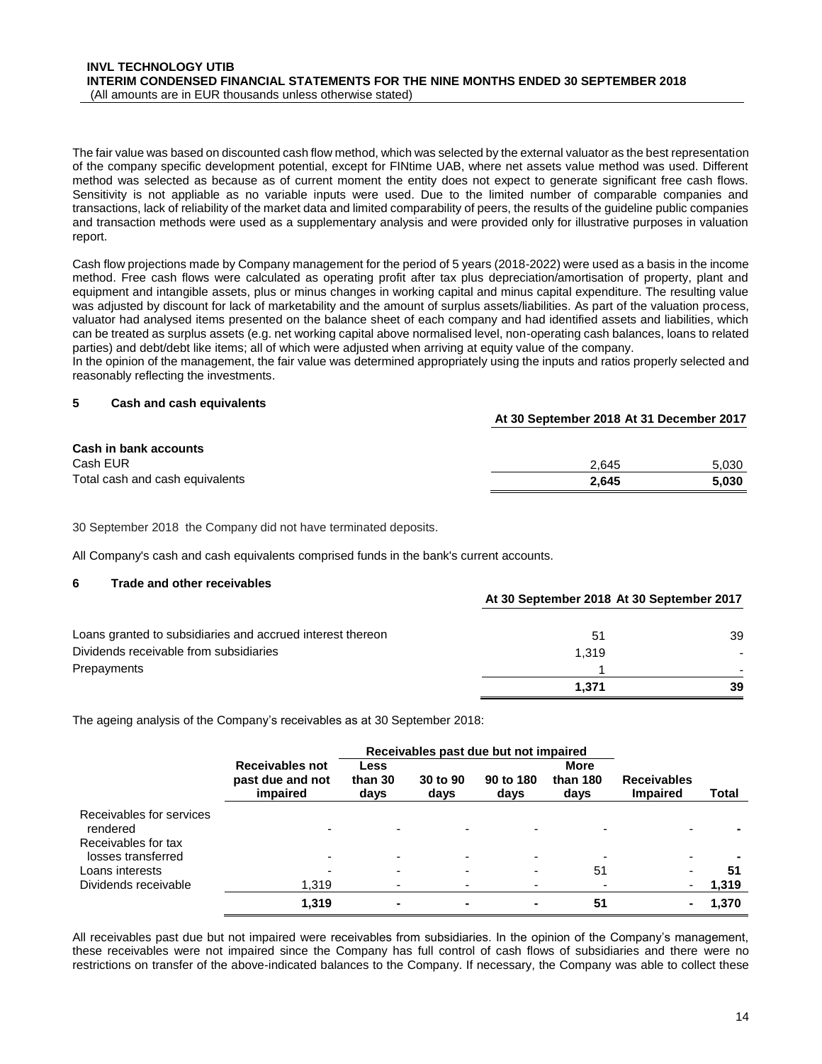The fair value was based on discounted cash flow method, which was selected by the external valuator as the best representation of the company specific development potential, except for FINtime UAB, where net assets value method was used. Different method was selected as because as of current moment the entity does not expect to generate significant free cash flows. Sensitivity is not appliable as no variable inputs were used. Due to the limited number of comparable companies and transactions, lack of reliability of the market data and limited comparability of peers, the results of the guideline public companies and transaction methods were used as a supplementary analysis and were provided only for illustrative purposes in valuation report.

Cash flow projections made by Company management for the period of 5 years (2018-2022) were used as a basis in the income method. Free cash flows were calculated as operating profit after tax plus depreciation/amortisation of property, plant and equipment and intangible assets, plus or minus changes in working capital and minus capital expenditure. The resulting value was adjusted by discount for lack of marketability and the amount of surplus assets/liabilities. As part of the valuation process, valuator had analysed items presented on the balance sheet of each company and had identified assets and liabilities, which can be treated as surplus assets (e.g. net working capital above normalised level, non-operating cash balances, loans to related parties) and debt/debt like items; all of which were adjusted when arriving at equity value of the company.
In the opinion of the management, the fair value was determined appropriately using the inputs and ratios properly selected and reasonably reflecting the investments.

## 5 Cash and cash equivalents

| | At 30 September 2018 | At 31 December 2017 |
|---|---|---|
| **Cash in bank accounts** | | |
| Cash EUR | 2,645 | 5,030 |
| Total cash and cash equivalents | **2,645** | **5,030** |

30 September 2018 the Company did not have terminated deposits.

All Company's cash and cash equivalents comprised funds in the bank's current accounts.

## 6 Trade and other receivables

| | At 30 September 2018 | At 30 September 2017 |
|---|---|---|
| Loans granted to subsidiaries and accrued interest thereon | 51 | 39 |
| Dividends receivable from subsidiaries | 1,319 | - |
| Prepayments | 1 | - |
| | **1,371** | **39** |

The ageing analysis of the Company's receivables as at 30 September 2018:

| | | Receivables past due but not impaired | | | | | |
|---|---|---|---|---|---|---|---|
| | Receivables not past due and not impaired | Less than 30 days | 30 to 90 days | 90 to 180 days | More than 180 days | Receivables Impaired | Total |
| Receivables for services rendered | - | - | - | - | - | - | **-** |
| Receivables for tax losses transferred | - | - | - | - | - | - | **-** |
| Loans interests | - | - | - | - | 51 | - | **51** |
| Dividends receivable | 1,319 | - | - | - | - | - | **1,319** |
| | **1,319** | **-** | **-** | **-** | **51** | **-** | **1,370** |

All receivables past due but not impaired were receivables from subsidiaries. In the opinion of the Company's management, these receivables were not impaired since the Company has full control of cash flows of subsidiaries and there were no restrictions on transfer of the above-indicated balances to the Company. If necessary, the Company was able to collect these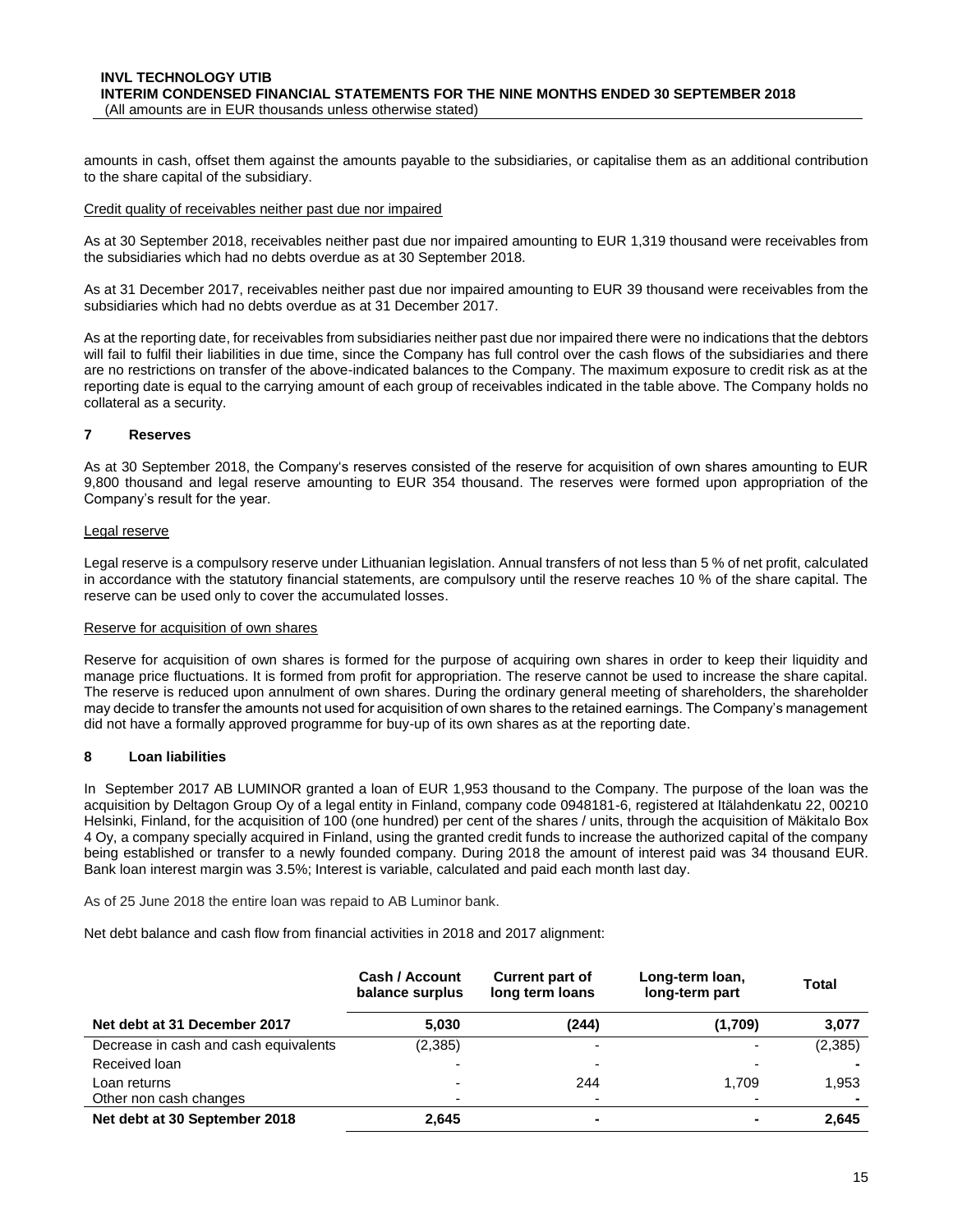amounts in cash, offset them against the amounts payable to the subsidiaries, or capitalise them as an additional contribution to the share capital of the subsidiary.

Credit quality of receivables neither past due nor impaired

As at 30 September 2018, receivables neither past due nor impaired amounting to EUR 1,319 thousand were receivables from the subsidiaries which had no debts overdue as at 30 September 2018.

As at 31 December 2017, receivables neither past due nor impaired amounting to EUR 39 thousand were receivables from the subsidiaries which had no debts overdue as at 31 December 2017.

As at the reporting date, for receivables from subsidiaries neither past due nor impaired there were no indications that the debtors will fail to fulfil their liabilities in due time, since the Company has full control over the cash flows of the subsidiaries and there are no restrictions on transfer of the above-indicated balances to the Company. The maximum exposure to credit risk as at the reporting date is equal to the carrying amount of each group of receivables indicated in the table above. The Company holds no collateral as a security.

## 7 Reserves

As at 30 September 2018, the Company's reserves consisted of the reserve for acquisition of own shares amounting to EUR 9,800 thousand and legal reserve amounting to EUR 354 thousand. The reserves were formed upon appropriation of the Company's result for the year.

Legal reserve

Legal reserve is a compulsory reserve under Lithuanian legislation. Annual transfers of not less than 5 % of net profit, calculated in accordance with the statutory financial statements, are compulsory until the reserve reaches 10 % of the share capital. The reserve can be used only to cover the accumulated losses.

Reserve for acquisition of own shares

Reserve for acquisition of own shares is formed for the purpose of acquiring own shares in order to keep their liquidity and manage price fluctuations. It is formed from profit for appropriation. The reserve cannot be used to increase the share capital. The reserve is reduced upon annulment of own shares. During the ordinary general meeting of shareholders, the shareholder may decide to transfer the amounts not used for acquisition of own shares to the retained earnings. The Company's management did not have a formally approved programme for buy-up of its own shares as at the reporting date.

## 8 Loan liabilities

In September 2017 AB LUMINOR granted a loan of EUR 1,953 thousand to the Company. The purpose of the loan was the acquisition by Deltagon Group Oy of a legal entity in Finland, company code 0948181-6, registered at Itälahdenkatu 22, 00210 Helsinki, Finland, for the acquisition of 100 (one hundred) per cent of the shares / units, through the acquisition of Mäkitalo Box 4 Oy, a company specially acquired in Finland, using the granted credit funds to increase the authorized capital of the company being established or transfer to a newly founded company. During 2018 the amount of interest paid was 34 thousand EUR. Bank loan interest margin was 3.5%; Interest is variable, calculated and paid each month last day.

As of 25 June 2018 the entire loan was repaid to AB Luminor bank.

Net debt balance and cash flow from financial activities in 2018 and 2017 alignment:

| | Cash / Account balance surplus | Current part of long term loans | Long-term loan, long-term part | Total |
|---|---|---|---|---|
| **Net debt at 31 December 2017** | **5,030** | **(244)** | **(1,709)** | **3,077** |
| Decrease in cash and cash equivalents | (2,385) | - | - | (2,385) |
| Received loan | - | - | - | - |
| Loan returns | - | 244 | 1,709 | 1,953 |
| Other non cash changes | - | - | - | - |
| **Net debt at 30 September 2018** | **2,645** | **-** | **-** | **2,645** |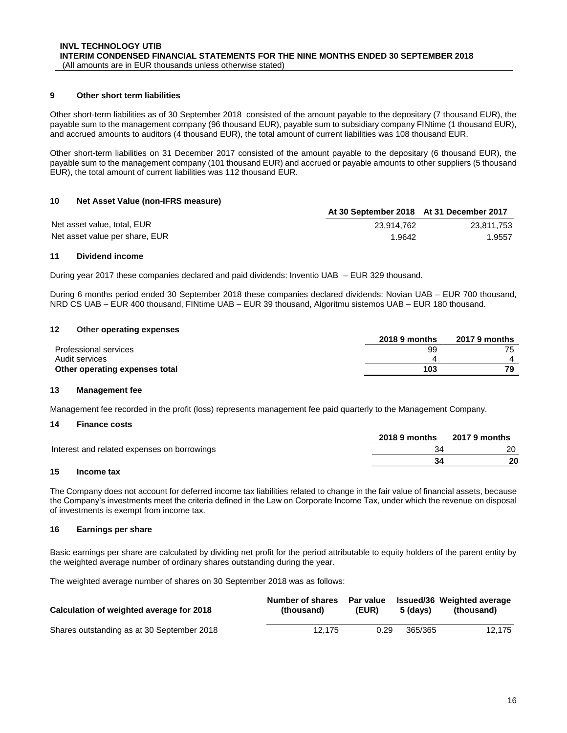## 9 Other short term liabilities

Other short-term liabilities as of 30 September 2018 consisted of the amount payable to the depositary (7 thousand EUR), the payable sum to the management company (96 thousand EUR), payable sum to subsidiary company FINtime (1 thousand EUR), and accrued amounts to auditors (4 thousand EUR), the total amount of current liabilities was 108 thousand EUR.

Other short-term liabilities on 31 December 2017 consisted of the amount payable to the depositary (6 thousand EUR), the payable sum to the management company (101 thousand EUR) and accrued or payable amounts to other suppliers (5 thousand EUR), the total amount of current liabilities was 112 thousand EUR.

## 10 Net Asset Value (non-IFRS measure)

| | At 30 September 2018 | At 31 December 2017 |
|---|---|---|
| Net asset value, total, EUR | 23,914,762 | 23,811,753 |
| Net asset value per share, EUR | 1.9642 | 1.9557 |

## 11 Dividend income

During year 2017 these companies declared and paid dividends: Inventio UAB – EUR 329 thousand.

During 6 months period ended 30 September 2018 these companies declared dividends: Novian UAB – EUR 700 thousand, NRD CS UAB – EUR 400 thousand, FINtime UAB – EUR 39 thousand, Algoritmu sistemos UAB – EUR 180 thousand.

## 12 Other operating expenses

| | 2018 9 months | 2017 9 months |
|---|---|---|
| Professional services | 99 | 75 |
| Audit services | 4 | 4 |
| **Other operating expenses total** | **103** | **79** |

## 13 Management fee

Management fee recorded in the profit (loss) represents management fee paid quarterly to the Management Company.

## 14 Finance costs

| | 2018 9 months | 2017 9 months |
|---|---|---|
| Interest and related expenses on borrowings | 34 | 20 |
| | **34** | **20** |

## 15 Income tax

The Company does not account for deferred income tax liabilities related to change in the fair value of financial assets, because the Company's investments meet the criteria defined in the Law on Corporate Income Tax, under which the revenue on disposal of investments is exempt from income tax.

## 16 Earnings per share

Basic earnings per share are calculated by dividing net profit for the period attributable to equity holders of the parent entity by the weighted average number of ordinary shares outstanding during the year.

The weighted average number of shares on 30 September 2018 was as follows:

| Calculation of weighted average for 2018 | Number of shares (thousand) | Par value (EUR) | Issued/365 (days) | Weighted average (thousand) |
|---|---|---|---|---|
| Shares outstanding as at 30 September 2018 | 12,175 | 0.29 | 365/365 | 12,175 |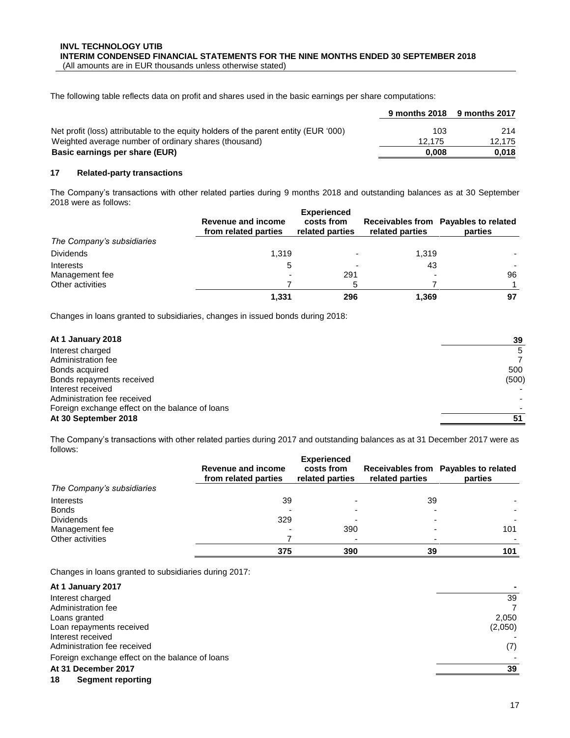The following table reflects data on profit and shares used in the basic earnings per share computations:

| | 9 months 2018 | 9 months 2017 |
|---|---|---|
| Net profit (loss) attributable to the equity holders of the parent entity (EUR '000) | 103 | 214 |
| Weighted average number of ordinary shares (thousand) | 12,175 | 12,175 |
| **Basic earnings per share (EUR)** | **0,008** | **0,018** |

## 17 Related-party transactions

The Company's transactions with other related parties during 9 months 2018 and outstanding balances as at 30 September 2018 were as follows:

| | Revenue and income from related parties | Experienced costs from related parties | Receivables from related parties | Payables to related parties |
|---|---|---|---|---|
| *The Company's subsidiaries* | | | | |
| Dividends | 1,319 | - | 1,319 | - |
| Interests | 5 | - | 43 | - |
| Management fee | - | 291 | - | 96 |
| Other activities | 7 | 5 | 7 | 1 |
| | **1,331** | **296** | **1,369** | **97** |

Changes in loans granted to subsidiaries, changes in issued bonds during 2018:

| | |
|---|---|
| **At 1 January 2018** | **39** |
| Interest charged | 5 |
| Administration fee | 7 |
| Bonds acquired | 500 |
| Bonds repayments received | (500) |
| Interest received | - |
| Administration fee received | - |
| Foreign exchange effect on the balance of loans | - |
| **At 30 September 2018** | **51** |

The Company's transactions with other related parties during 2017 and outstanding balances as at 31 December 2017 were as follows:

| | Revenue and income from related parties | Experienced costs from related parties | Receivables from related parties | Payables to related parties |
|---|---|---|---|---|
| *The Company's subsidiaries* | | | | |
| Interests | 39 | - | 39 | - |
| Bonds | - | - | - | - |
| Dividends | 329 | - | - | - |
| Management fee | - | 390 | - | 101 |
| Other activities | 7 | - | - | - |
| | **375** | **390** | **39** | **101** |

Changes in loans granted to subsidiaries during 2017:

| | |
|---|---|
| **At 1 January 2017** | **-** |
| Interest charged | 39 |
| Administration fee | 7 |
| Loans granted | 2,050 |
| Loan repayments received | (2,050) |
| Interest received | - |
| Administration fee received | (7) |
| Foreign exchange effect on the balance of loans | - |
| **At 31 December 2017** | **39** |

## 18 Segment reporting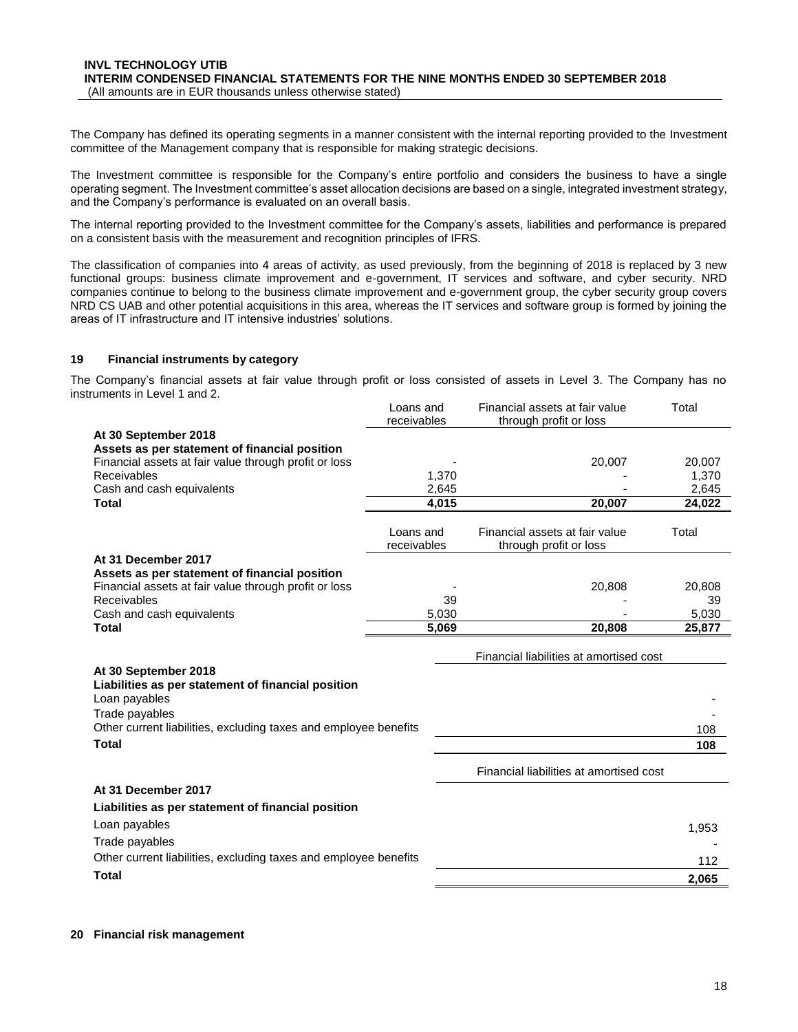The Company has defined its operating segments in a manner consistent with the internal reporting provided to the Investment committee of the Management company that is responsible for making strategic decisions.

The Investment committee is responsible for the Company's entire portfolio and considers the business to have a single operating segment. The Investment committee's asset allocation decisions are based on a single, integrated investment strategy, and the Company's performance is evaluated on an overall basis.

The internal reporting provided to the Investment committee for the Company's assets, liabilities and performance is prepared on a consistent basis with the measurement and recognition principles of IFRS.

The classification of companies into 4 areas of activity, as used previously, from the beginning of 2018 is replaced by 3 new functional groups: business climate improvement and e-government, IT services and software, and cyber security. NRD companies continue to belong to the business climate improvement and e-government group, the cyber security group covers NRD CS UAB and other potential acquisitions in this area, whereas the IT services and software group is formed by joining the areas of IT infrastructure and IT intensive industries' solutions.

## 19 Financial instruments by category

The Company's financial assets at fair value through profit or loss consisted of assets in Level 3. The Company has no instruments in Level 1 and 2.

| | Loans and receivables | Financial assets at fair value through profit or loss | Total |
|---|---|---|---|
| **At 30 September 2018** | | | |
| **Assets as per statement of financial position** | | | |
| Financial assets at fair value through profit or loss | - | 20,007 | 20,007 |
| Receivables | 1,370 | - | 1,370 |
| Cash and cash equivalents | 2,645 | - | 2,645 |
| **Total** | **4,015** | **20,007** | **24,022** |

| | Loans and receivables | Financial assets at fair value through profit or loss | Total |
|---|---|---|---|
| **At 31 December 2017** | | | |
| **Assets as per statement of financial position** | | | |
| Financial assets at fair value through profit or loss | - | 20,808 | 20,808 |
| Receivables | 39 | - | 39 |
| Cash and cash equivalents | 5,030 | - | 5,030 |
| **Total** | **5,069** | **20,808** | **25,877** |

| | Financial liabilities at amortised cost |
|---|---|
| **At 30 September 2018** | |
| **Liabilities as per statement of financial position** | |
| Loan payables | - |
| Trade payables | - |
| Other current liabilities, excluding taxes and employee benefits | 108 |
| **Total** | **108** |

| | Financial liabilities at amortised cost |
|---|---|
| **At 31 December 2017** | |
| **Liabilities as per statement of financial position** | |
| Loan payables | 1,953 |
| Trade payables | - |
| Other current liabilities, excluding taxes and employee benefits | 112 |
| **Total** | **2,065** |

## 20 Financial risk management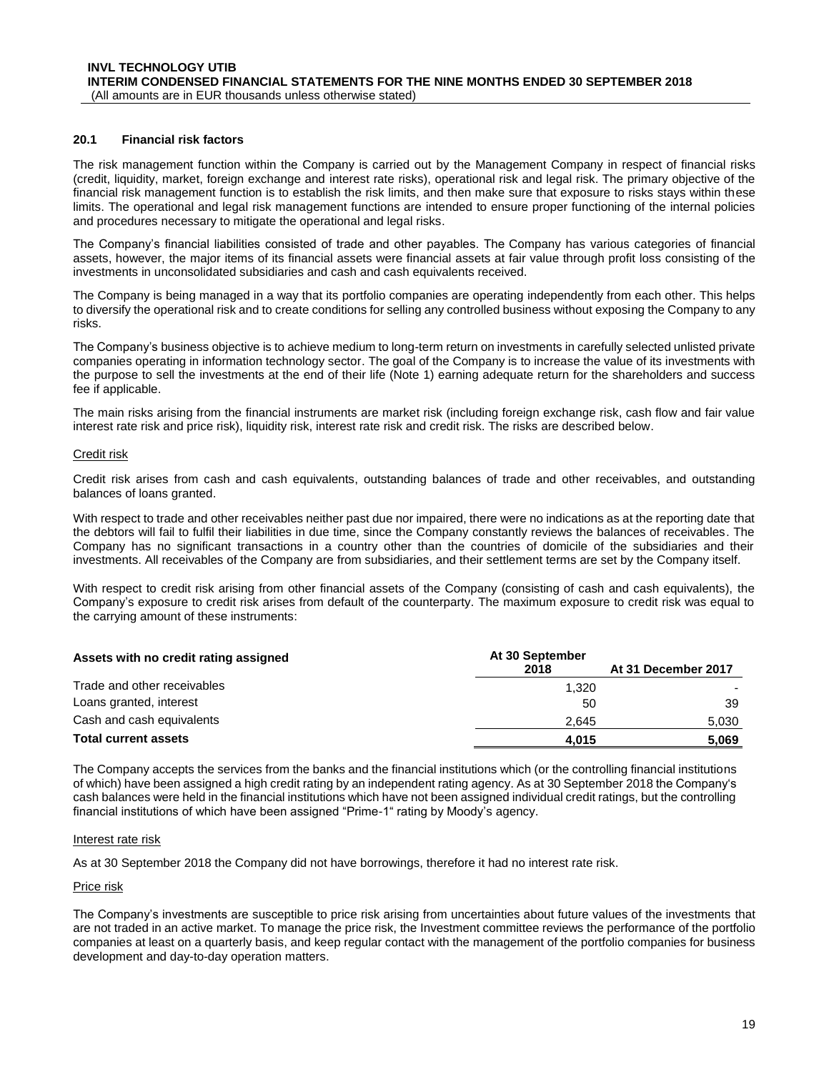### 20.1 Financial risk factors

The risk management function within the Company is carried out by the Management Company in respect of financial risks (credit, liquidity, market, foreign exchange and interest rate risks), operational risk and legal risk. The primary objective of the financial risk management function is to establish the risk limits, and then make sure that exposure to risks stays within these limits. The operational and legal risk management functions are intended to ensure proper functioning of the internal policies and procedures necessary to mitigate the operational and legal risks.

The Company's financial liabilities consisted of trade and other payables. The Company has various categories of financial assets, however, the major items of its financial assets were financial assets at fair value through profit loss consisting of the investments in unconsolidated subsidiaries and cash and cash equivalents received.

The Company is being managed in a way that its portfolio companies are operating independently from each other. This helps to diversify the operational risk and to create conditions for selling any controlled business without exposing the Company to any risks.

The Company's business objective is to achieve medium to long-term return on investments in carefully selected unlisted private companies operating in information technology sector. The goal of the Company is to increase the value of its investments with the purpose to sell the investments at the end of their life (Note 1) earning adequate return for the shareholders and success fee if applicable.

The main risks arising from the financial instruments are market risk (including foreign exchange risk, cash flow and fair value interest rate risk and price risk), liquidity risk, interest rate risk and credit risk. The risks are described below.

Credit risk

Credit risk arises from cash and cash equivalents, outstanding balances of trade and other receivables, and outstanding balances of loans granted.

With respect to trade and other receivables neither past due nor impaired, there were no indications as at the reporting date that the debtors will fail to fulfil their liabilities in due time, since the Company constantly reviews the balances of receivables. The Company has no significant transactions in a country other than the countries of domicile of the subsidiaries and their investments. All receivables of the Company are from subsidiaries, and their settlement terms are set by the Company itself.

With respect to credit risk arising from other financial assets of the Company (consisting of cash and cash equivalents), the Company's exposure to credit risk arises from default of the counterparty. The maximum exposure to credit risk was equal to the carrying amount of these instruments:

| Assets with no credit rating assigned | At 30 September 2018 | At 31 December 2017 |
|---|---|---|
| Trade and other receivables | 1,320 | - |
| Loans granted, interest | 50 | 39 |
| Cash and cash equivalents | 2,645 | 5,030 |
| **Total current assets** | **4,015** | **5,069** |

The Company accepts the services from the banks and the financial institutions which (or the controlling financial institutions of which) have been assigned a high credit rating by an independent rating agency. As at 30 September 2018 the Company's cash balances were held in the financial institutions which have not been assigned individual credit ratings, but the controlling financial institutions of which have been assigned "Prime-1" rating by Moody's agency.

Interest rate risk

As at 30 September 2018 the Company did not have borrowings, therefore it had no interest rate risk.

Price risk

The Company's investments are susceptible to price risk arising from uncertainties about future values of the investments that are not traded in an active market. To manage the price risk, the Investment committee reviews the performance of the portfolio companies at least on a quarterly basis, and keep regular contact with the management of the portfolio companies for business development and day-to-day operation matters.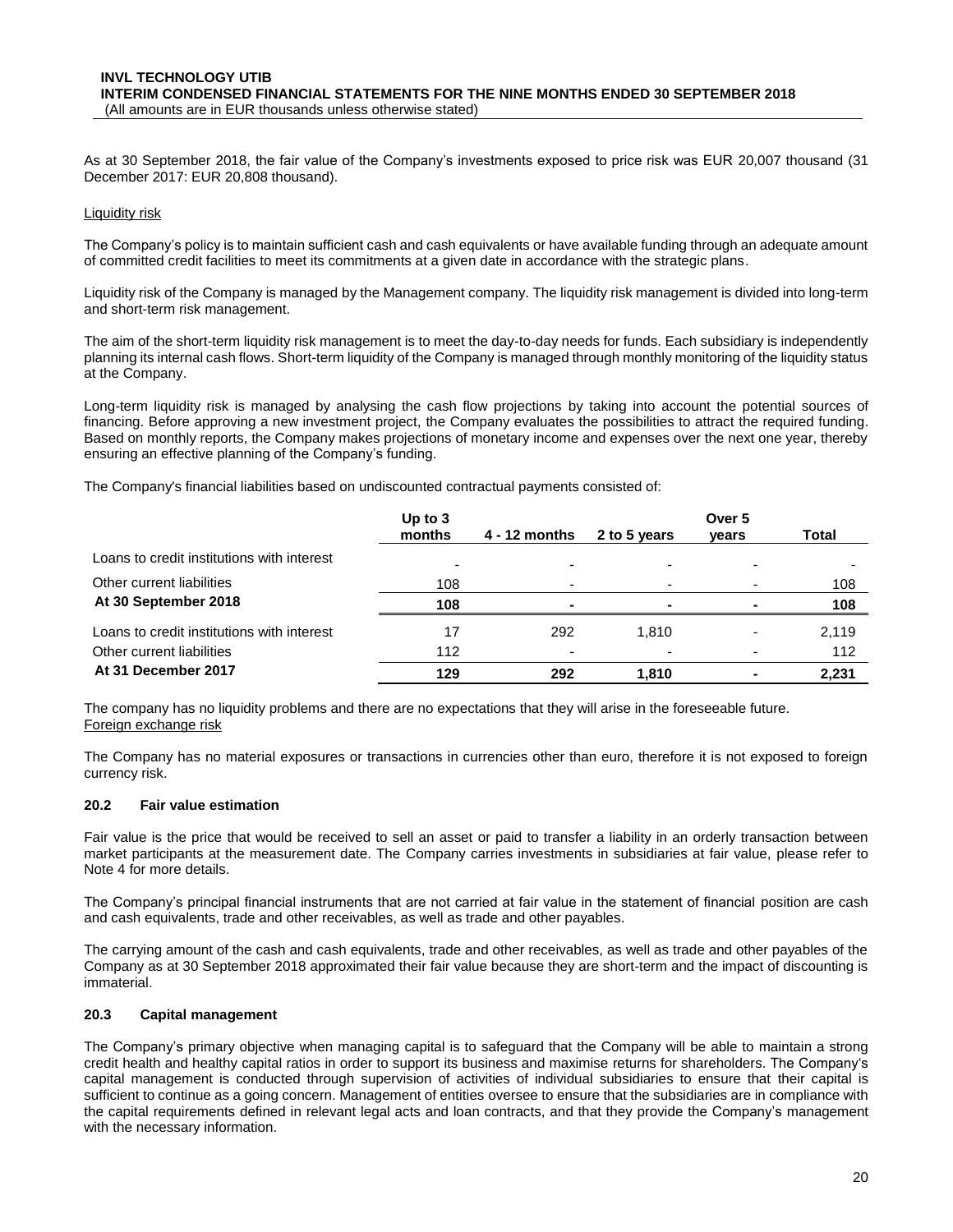As at 30 September 2018, the fair value of the Company's investments exposed to price risk was EUR 20,007 thousand (31 December 2017: EUR 20,808 thousand).

Liquidity risk

The Company's policy is to maintain sufficient cash and cash equivalents or have available funding through an adequate amount of committed credit facilities to meet its commitments at a given date in accordance with the strategic plans.

Liquidity risk of the Company is managed by the Management company. The liquidity risk management is divided into long-term and short-term risk management.

The aim of the short-term liquidity risk management is to meet the day-to-day needs for funds. Each subsidiary is independently planning its internal cash flows. Short-term liquidity of the Company is managed through monthly monitoring of the liquidity status at the Company.

Long-term liquidity risk is managed by analysing the cash flow projections by taking into account the potential sources of financing. Before approving a new investment project, the Company evaluates the possibilities to attract the required funding. Based on monthly reports, the Company makes projections of monetary income and expenses over the next one year, thereby ensuring an effective planning of the Company's funding.

The Company's financial liabilities based on undiscounted contractual payments consisted of:

| | Up to 3 months | 4 - 12 months | 2 to 5 years | Over 5 years | Total |
|---|---|---|---|---|---|
| Loans to credit institutions with interest | - | - | - | - | - |
| Other current liabilities | 108 | - | - | - | 108 |
| **At 30 September 2018** | **108** | **-** | **-** | **-** | **108** |
| Loans to credit institutions with interest | 17 | 292 | 1,810 | - | 2,119 |
| Other current liabilities | 112 | - | - | - | 112 |
| **At 31 December 2017** | **129** | **292** | **1,810** | **-** | **2,231** |

The company has no liquidity problems and there are no expectations that they will arise in the foreseeable future.

Foreign exchange risk

The Company has no material exposures or transactions in currencies other than euro, therefore it is not exposed to foreign currency risk.

### 20.2 Fair value estimation

Fair value is the price that would be received to sell an asset or paid to transfer a liability in an orderly transaction between market participants at the measurement date. The Company carries investments in subsidiaries at fair value, please refer to Note 4 for more details.

The Company's principal financial instruments that are not carried at fair value in the statement of financial position are cash and cash equivalents, trade and other receivables, as well as trade and other payables.

The carrying amount of the cash and cash equivalents, trade and other receivables, as well as trade and other payables of the Company as at 30 September 2018 approximated their fair value because they are short-term and the impact of discounting is immaterial.

### 20.3 Capital management

The Company's primary objective when managing capital is to safeguard that the Company will be able to maintain a strong credit health and healthy capital ratios in order to support its business and maximise returns for shareholders. The Company's capital management is conducted through supervision of activities of individual subsidiaries to ensure that their capital is sufficient to continue as a going concern. Management of entities oversee to ensure that the subsidiaries are in compliance with the capital requirements defined in relevant legal acts and loan contracts, and that they provide the Company's management with the necessary information.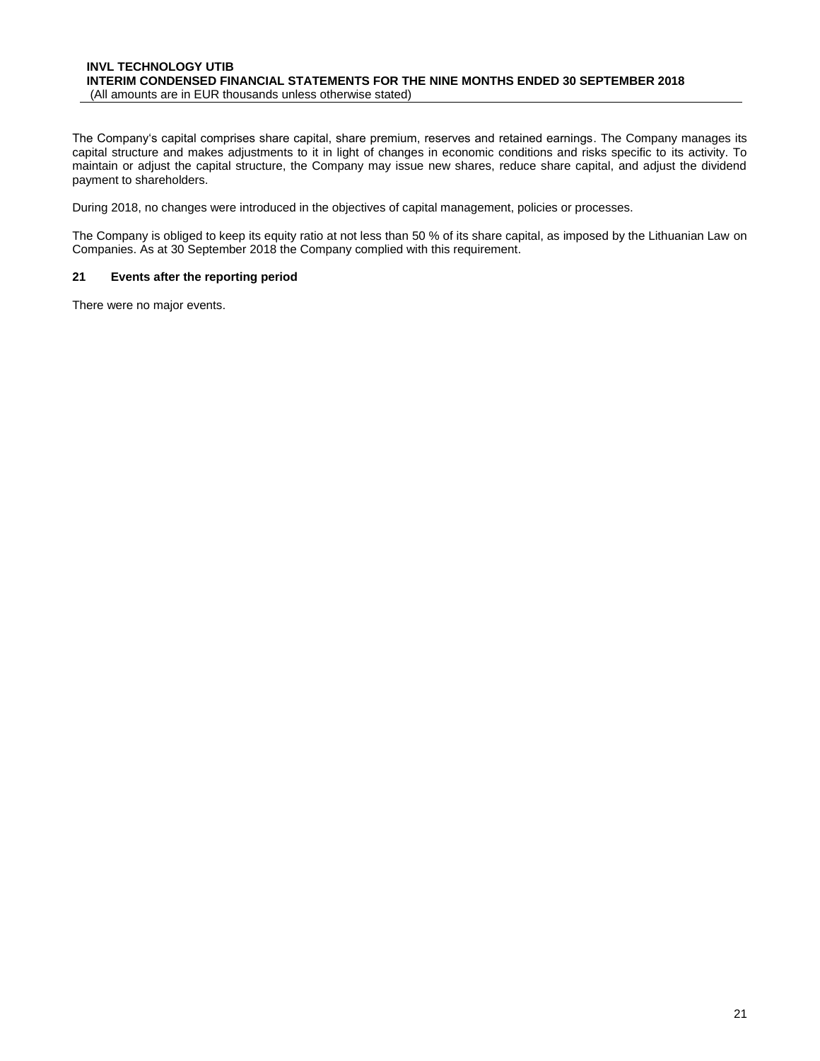The Company's capital comprises share capital, share premium, reserves and retained earnings. The Company manages its capital structure and makes adjustments to it in light of changes in economic conditions and risks specific to its activity. To maintain or adjust the capital structure, the Company may issue new shares, reduce share capital, and adjust the dividend payment to shareholders.

During 2018, no changes were introduced in the objectives of capital management, policies or processes.

The Company is obliged to keep its equity ratio at not less than 50 % of its share capital, as imposed by the Lithuanian Law on Companies. As at 30 September 2018 the Company complied with this requirement.

## 21 Events after the reporting period

There were no major events.